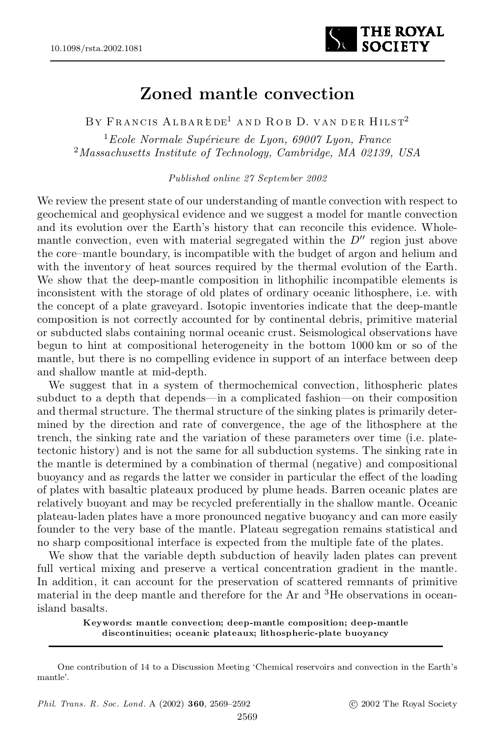# Zoned mantle convection

By Francis Albarède[1] and Rob D. van der Hilst[2]

[1]*Ecole Normale Supérieure de Lyon, 69007 Lyon, France*
[2]*Massachusetts Institute of Technology, Cambridge, MA 02139, USA*

*Published online 27 September 2002*

We review the present state of our understanding of mantle convection with respect to geochemical and geophysical evidence and we suggest a model for mantle convection and its evolution over the Earth's history that can reconcile this evidence. Whole-mantle convection, even with material segregated within the $D''$ region just above the core–mantle boundary, is incompatible with the budget of argon and helium and with the inventory of heat sources required by the thermal evolution of the Earth. We show that the deep-mantle composition in lithophilic incompatible elements is inconsistent with the storage of old plates of ordinary oceanic lithosphere, i.e. with the concept of a plate graveyard. Isotopic inventories indicate that the deep-mantle composition is not correctly accounted for by continental debris, primitive material or subducted slabs containing normal oceanic crust. Seismological observations have begun to hint at compositional heterogeneity in the bottom 1000 km or so of the mantle, but there is no compelling evidence in support of an interface between deep and shallow mantle at mid-depth.

We suggest that in a system of thermochemical convection, lithospheric plates subduct to a depth that depends—in a complicated fashion—on their composition and thermal structure. The thermal structure of the sinking plates is primarily determined by the direction and rate of convergence, the age of the lithosphere at the trench, the sinking rate and the variation of these parameters over time (i.e. plate-tectonic history) and is not the same for all subduction systems. The sinking rate in the mantle is determined by a combination of thermal (negative) and compositional buoyancy and as regards the latter we consider in particular the effect of the loading of plates with basaltic plateaux produced by plume heads. Barren oceanic plates are relatively buoyant and may be recycled preferentially in the shallow mantle. Oceanic plateau-laden plates have a more pronounced negative buoyancy and can more easily founder to the very base of the mantle. Plateau segregation remains statistical and no sharp compositional interface is expected from the multiple fate of the plates.

We show that the variable depth subduction of heavily laden plates can prevent full vertical mixing and preserve a vertical concentration gradient in the mantle. In addition, it can account for the preservation of scattered remnants of primitive material in the deep mantle and therefore for the Ar and $^{3}$He observations in ocean-island basalts.

**Keywords: mantle convection; deep-mantle composition; deep-mantle discontinuities; oceanic plateaux; lithospheric-plate buoyancy**

One contribution of 14 to a Discussion Meeting 'Chemical reservoirs and convection in the Earth's mantle'.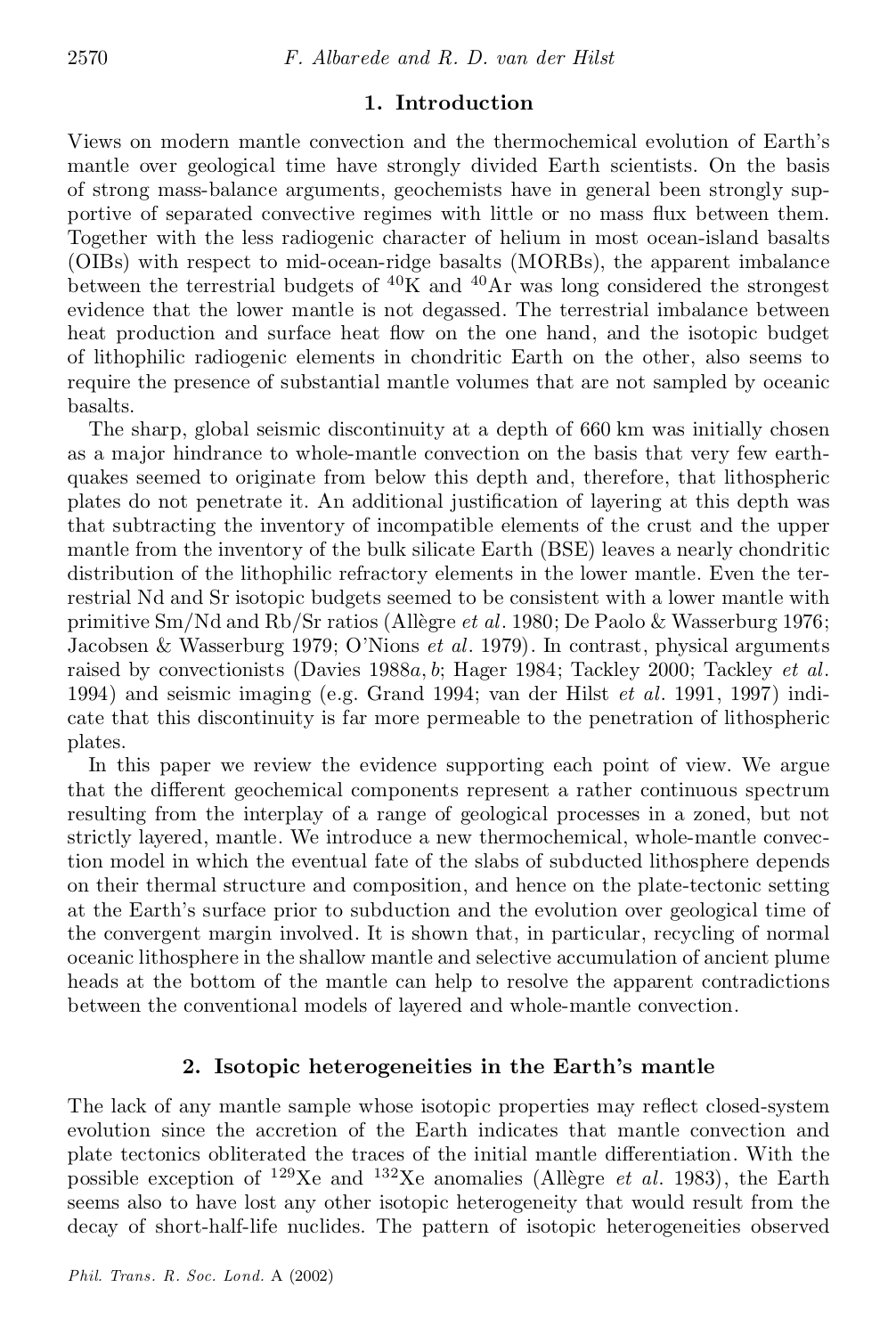## 1. Introduction

Views on modern mantle convection and the thermochemical evolution of Earth's mantle over geological time have strongly divided Earth scientists. On the basis of strong mass-balance arguments, geochemists have in general been strongly supportive of separated convective regimes with little or no mass flux between them. Together with the less radiogenic character of helium in most ocean-island basalts (OIBs) with respect to mid-ocean-ridge basalts (MORBs), the apparent imbalance between the terrestrial budgets of $^{40}$K and $^{40}$Ar was long considered the strongest evidence that the lower mantle is not degassed. The terrestrial imbalance between heat production and surface heat flow on the one hand, and the isotopic budget of lithophilic radiogenic elements in chondritic Earth on the other, also seems to require the presence of substantial mantle volumes that are not sampled by oceanic basalts.

The sharp, global seismic discontinuity at a depth of 660 km was initially chosen as a major hindrance to whole-mantle convection on the basis that very few earthquakes seemed to originate from below this depth and, therefore, that lithospheric plates do not penetrate it. An additional justification of layering at this depth was that subtracting the inventory of incompatible elements of the crust and the upper mantle from the inventory of the bulk silicate Earth (BSE) leaves a nearly chondritic distribution of the lithophilic refractory elements in the lower mantle. Even the terrestrial Nd and Sr isotopic budgets seemed to be consistent with a lower mantle with primitive Sm/Nd and Rb/Sr ratios (Allègre *et al*. 1980; De Paolo & Wasserburg 1976; Jacobsen & Wasserburg 1979; O'Nions *et al*. 1979). In contrast, physical arguments raised by convectionists (Davies 1988*a*, *b*; Hager 1984; Tackley 2000; Tackley *et al*. 1994) and seismic imaging (e.g. Grand 1994; van der Hilst *et al*. 1991, 1997) indicate that this discontinuity is far more permeable to the penetration of lithospheric plates.

In this paper we review the evidence supporting each point of view. We argue that the different geochemical components represent a rather continuous spectrum resulting from the interplay of a range of geological processes in a zoned, but not strictly layered, mantle. We introduce a new thermochemical, whole-mantle convection model in which the eventual fate of the slabs of subducted lithosphere depends on their thermal structure and composition, and hence on the plate-tectonic setting at the Earth's surface prior to subduction and the evolution over geological time of the convergent margin involved. It is shown that, in particular, recycling of normal oceanic lithosphere in the shallow mantle and selective accumulation of ancient plume heads at the bottom of the mantle can help to resolve the apparent contradictions between the conventional models of layered and whole-mantle convection.

## 2. Isotopic heterogeneities in the Earth's mantle

The lack of any mantle sample whose isotopic properties may reflect closed-system evolution since the accretion of the Earth indicates that mantle convection and plate tectonics obliterated the traces of the initial mantle differentiation. With the possible exception of $^{129}$Xe and $^{132}$Xe anomalies (Allègre *et al*. 1983), the Earth seems also to have lost any other isotopic heterogeneity that would result from the decay of short-half-life nuclides. The pattern of isotopic heterogeneities observed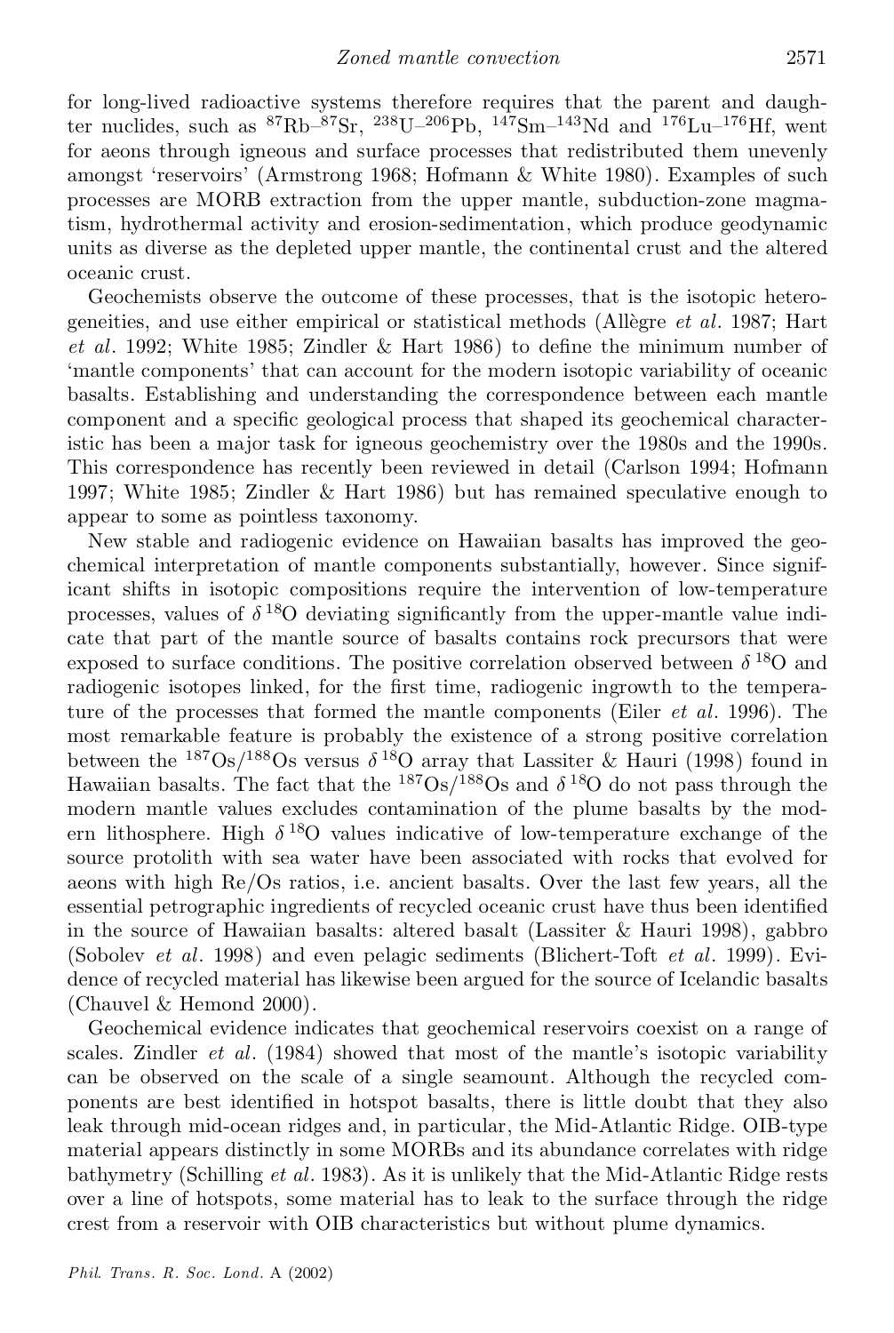for long-lived radioactive systems therefore requires that the parent and daughter nuclides, such as $^{87}Rb$–$^{87}Sr$, $^{238}U$–$^{206}Pb$, $^{147}Sm$–$^{143}Nd$ and $^{176}Lu$–$^{176}Hf$, went for aeons through igneous and surface processes that redistributed them unevenly amongst 'reservoirs' (Armstrong 1968; Hofmann & White 1980). Examples of such processes are MORB extraction from the upper mantle, subduction-zone magmatism, hydrothermal activity and erosion-sedimentation, which produce geodynamic units as diverse as the depleted upper mantle, the continental crust and the altered oceanic crust.

Geochemists observe the outcome of these processes, that is the isotopic heterogeneities, and use either empirical or statistical methods (Allègre *et al.* 1987; Hart *et al.* 1992; White 1985; Zindler & Hart 1986) to define the minimum number of 'mantle components' that can account for the modern isotopic variability of oceanic basalts. Establishing and understanding the correspondence between each mantle component and a specific geological process that shaped its geochemical characteristic has been a major task for igneous geochemistry over the 1980s and the 1990s. This correspondence has recently been reviewed in detail (Carlson 1994; Hofmann 1997; White 1985; Zindler & Hart 1986) but has remained speculative enough to appear to some as pointless taxonomy.

New stable and radiogenic evidence on Hawaiian basalts has improved the geochemical interpretation of mantle components substantially, however. Since significant shifts in isotopic compositions require the intervention of low-temperature processes, values of $\delta^{18}O$ deviating significantly from the upper-mantle value indicate that part of the mantle source of basalts contains rock precursors that were exposed to surface conditions. The positive correlation observed between $\delta^{18}O$ and radiogenic isotopes linked, for the first time, radiogenic ingrowth to the temperature of the processes that formed the mantle components (Eiler *et al.* 1996). The most remarkable feature is probably the existence of a strong positive correlation between the $^{187}Os/^{188}Os$ versus $\delta^{18}O$ array that Lassiter & Hauri (1998) found in Hawaiian basalts. The fact that the $^{187}Os/^{188}Os$ and $\delta^{18}O$ do not pass through the modern mantle values excludes contamination of the plume basalts by the modern lithosphere. High $\delta^{18}O$ values indicative of low-temperature exchange of the source protolith with sea water have been associated with rocks that evolved for aeons with high Re/Os ratios, i.e. ancient basalts. Over the last few years, all the essential petrographic ingredients of recycled oceanic crust have thus been identified in the source of Hawaiian basalts: altered basalt (Lassiter & Hauri 1998), gabbro (Sobolev *et al.* 1998) and even pelagic sediments (Blichert-Toft *et al.* 1999). Evidence of recycled material has likewise been argued for the source of Icelandic basalts (Chauvel & Hemond 2000).

Geochemical evidence indicates that geochemical reservoirs coexist on a range of scales. Zindler *et al.* (1984) showed that most of the mantle's isotopic variability can be observed on the scale of a single seamount. Although the recycled components are best identified in hotspot basalts, there is little doubt that they also leak through mid-ocean ridges and, in particular, the Mid-Atlantic Ridge. OIB-type material appears distinctly in some MORBs and its abundance correlates with ridge bathymetry (Schilling *et al.* 1983). As it is unlikely that the Mid-Atlantic Ridge rests over a line of hotspots, some material has to leak to the surface through the ridge crest from a reservoir with OIB characteristics but without plume dynamics.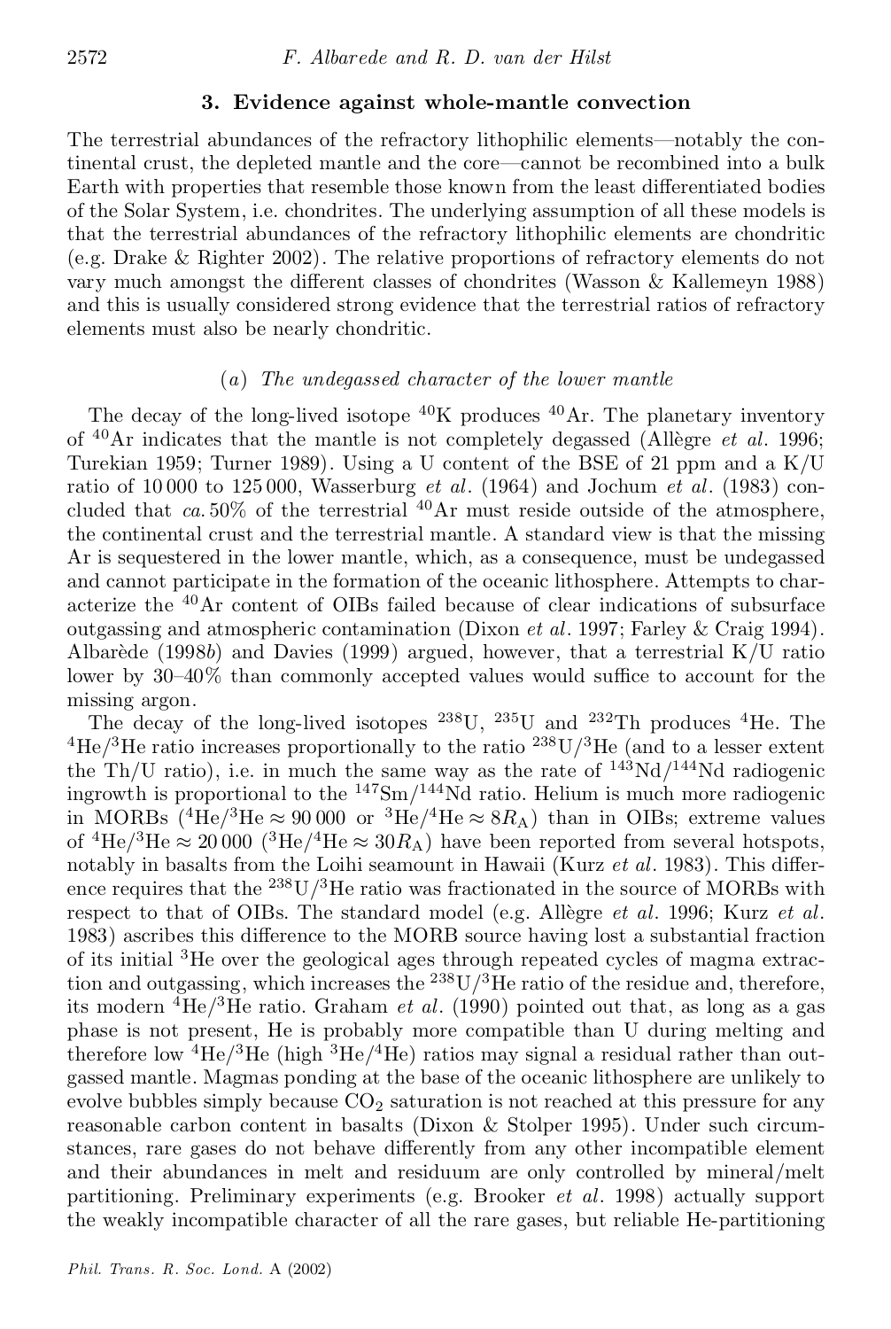## 3. Evidence against whole-mantle convection

The terrestrial abundances of the refractory lithophilic elements—notably the continental crust, the depleted mantle and the core—cannot be recombined into a bulk Earth with properties that resemble those known from the least differentiated bodies of the Solar System, i.e. chondrites. The underlying assumption of all these models is that the terrestrial abundances of the refractory lithophilic elements are chondritic (e.g. Drake & Righter 2002). The relative proportions of refractory elements do not vary much amongst the different classes of chondrites (Wasson & Kallemeyn 1988) and this is usually considered strong evidence that the terrestrial ratios of refractory elements must also be nearly chondritic.

### (*a*) *The undegassed character of the lower mantle*

The decay of the long-lived isotope $^{40}$K produces $^{40}$Ar. The planetary inventory of $^{40}$Ar indicates that the mantle is not completely degassed (Allègre *et al.* 1996; Turekian 1959; Turner 1989). Using a U content of the BSE of 21 ppm and a K/U ratio of 10 000 to 125 000, Wasserburg *et al.* (1964) and Jochum *et al.* (1983) concluded that *ca.* 50% of the terrestrial $^{40}$Ar must reside outside of the atmosphere, the continental crust and the terrestrial mantle. A standard view is that the missing Ar is sequestered in the lower mantle, which, as a consequence, must be undegassed and cannot participate in the formation of the oceanic lithosphere. Attempts to characterize the $^{40}$Ar content of OIBs failed because of clear indications of subsurface outgassing and atmospheric contamination (Dixon *et al.* 1997; Farley & Craig 1994). Albarède (1998*b*) and Davies (1999) argued, however, that a terrestrial K/U ratio lower by 30–40% than commonly accepted values would suffice to account for the missing argon.

The decay of the long-lived isotopes $^{238}$U, $^{235}$U and $^{232}$Th produces $^{4}$He. The $^{4}$He/$^{3}$He ratio increases proportionally to the ratio $^{238}$U/$^{3}$He (and to a lesser extent the Th/U ratio), i.e. in much the same way as the rate of $^{143}$Nd/$^{144}$Nd radiogenic ingrowth is proportional to the $^{147}$Sm/$^{144}$Nd ratio. Helium is much more radiogenic in MORBs ($^{4}$He/$^{3}$He $\approx 90\,000$ or $^{3}$He/$^{4}$He $\approx 8R_{\mathrm{A}}$) than in OIBs; extreme values of $^{4}$He/$^{3}$He $\approx 20\,000$ ($^{3}$He/$^{4}$He $\approx 30R_{\mathrm{A}}$) have been reported from several hotspots, notably in basalts from the Loihi seamount in Hawaii (Kurz *et al.* 1983). This difference requires that the $^{238}$U/$^{3}$He ratio was fractionated in the source of MORBs with respect to that of OIBs. The standard model (e.g. Allègre *et al.* 1996; Kurz *et al.* 1983) ascribes this difference to the MORB source having lost a substantial fraction of its initial $^{3}$He over the geological ages through repeated cycles of magma extraction and outgassing, which increases the $^{238}$U/$^{3}$He ratio of the residue and, therefore, its modern $^{4}$He/$^{3}$He ratio. Graham *et al.* (1990) pointed out that, as long as a gas phase is not present, He is probably more compatible than U during melting and therefore low $^{4}$He/$^{3}$He (high $^{3}$He/$^{4}$He) ratios may signal a residual rather than outgassed mantle. Magmas ponding at the base of the oceanic lithosphere are unlikely to evolve bubbles simply because $CO_2$ saturation is not reached at this pressure for any reasonable carbon content in basalts (Dixon & Stolper 1995). Under such circumstances, rare gases do not behave differently from any other incompatible element and their abundances in melt and residuum are only controlled by mineral/melt partitioning. Preliminary experiments (e.g. Brooker *et al.* 1998) actually support the weakly incompatible character of all the rare gases, but reliable He-partitioning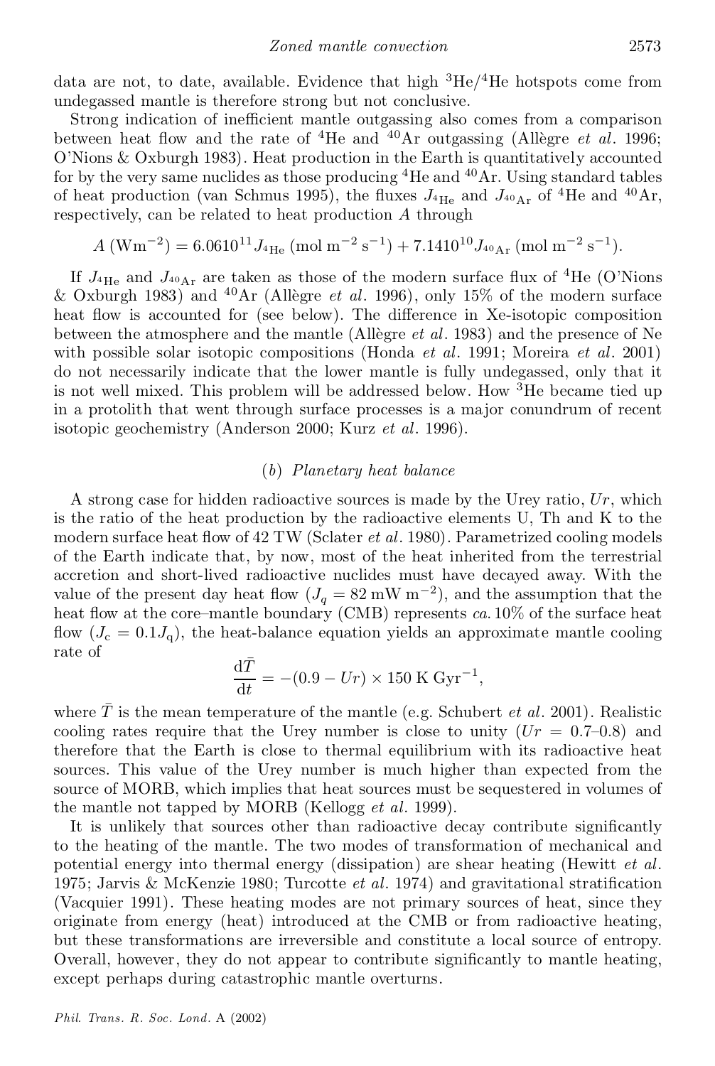data are not, to date, available. Evidence that high $^3He/^4He$ hotspots come from undegassed mantle is therefore strong but not conclusive.

Strong indication of inefficient mantle outgassing also comes from a comparison between heat flow and the rate of $^4He$ and $^{40}Ar$ outgassing (Allègre *et al.* 1996; O'Nions & Oxburgh 1983). Heat production in the Earth is quantitatively accounted for by the very same nuclides as those producing $^4He$ and $^{40}Ar$. Using standard tables of heat production (van Schmus 1995), the fluxes $J_{^4\mathrm{He}}$ and $J_{^{40}\mathrm{Ar}}$ of $^4He$ and $^{40}Ar$, respectively, can be related to heat production $A$ through

$$A\ (\mathrm{W\,m^{-2}}) = 6.0610^{11} J_{^4\mathrm{He}}\ (\mathrm{mol\,m^{-2}\,s^{-1}}) + 7.1410^{10} J_{^{40}\mathrm{Ar}}\ (\mathrm{mol\,m^{-2}\,s^{-1}}).$$

If $J_{^4\mathrm{He}}$ and $J_{^{40}\mathrm{Ar}}$ are taken as those of the modern surface flux of $^4He$ (O'Nions & Oxburgh 1983) and $^{40}Ar$ (Allègre *et al.* 1996), only 15% of the modern surface heat flow is accounted for (see below). The difference in Xe-isotopic composition between the atmosphere and the mantle (Allègre *et al.* 1983) and the presence of Ne with possible solar isotopic compositions (Honda *et al.* 1991; Moreira *et al.* 2001) do not necessarily indicate that the lower mantle is fully undegassed, only that it is not well mixed. This problem will be addressed below. How $^3He$ became tied up in a protolith that went through surface processes is a major conundrum of recent isotopic geochemistry (Anderson 2000; Kurz *et al.* 1996).

### (*b*) *Planetary heat balance*

A strong case for hidden radioactive sources is made by the Urey ratio, $Ur$, which is the ratio of the heat production by the radioactive elements U, Th and K to the modern surface heat flow of 42 TW (Sclater *et al.* 1980). Parametrized cooling models of the Earth indicate that, by now, most of the heat inherited from the terrestrial accretion and short-lived radioactive nuclides must have decayed away. With the value of the present day heat flow ($J_q = 82\ \mathrm{mW\,m^{-2}}$), and the assumption that the heat flow at the core–mantle boundary (CMB) represents *ca.* 10% of the surface heat flow ($J_c = 0.1 J_q$), the heat-balance equation yields an approximate mantle cooling rate of

$$\frac{\mathrm{d}\bar{T}}{\mathrm{d}t} = -(0.9 - Ur) \times 150\ \mathrm{K\,Gyr^{-1}},$$

where $\bar{T}$ is the mean temperature of the mantle (e.g. Schubert *et al.* 2001). Realistic cooling rates require that the Urey number is close to unity ($Ur = 0.7$–$0.8$) and therefore that the Earth is close to thermal equilibrium with its radioactive heat sources. This value of the Urey number is much higher than expected from the source of MORB, which implies that heat sources must be sequestered in volumes of the mantle not tapped by MORB (Kellogg *et al.* 1999).

It is unlikely that sources other than radioactive decay contribute significantly to the heating of the mantle. The two modes of transformation of mechanical and potential energy into thermal energy (dissipation) are shear heating (Hewitt *et al.* 1975; Jarvis & McKenzie 1980; Turcotte *et al.* 1974) and gravitational stratification (Vacquier 1991). These heating modes are not primary sources of heat, since they originate from energy (heat) introduced at the CMB or from radioactive heating, but these transformations are irreversible and constitute a local source of entropy. Overall, however, they do not appear to contribute significantly to mantle heating, except perhaps during catastrophic mantle overturns.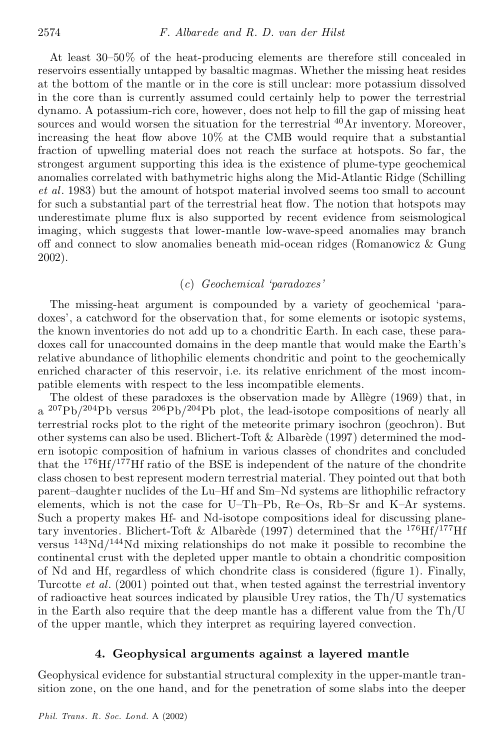At least 30–50% of the heat-producing elements are therefore still concealed in reservoirs essentially untapped by basaltic magmas. Whether the missing heat resides at the bottom of the mantle or in the core is still unclear: more potassium dissolved in the core than is currently assumed could certainly help to power the terrestrial dynamo. A potassium-rich core, however, does not help to fill the gap of missing heat sources and would worsen the situation for the terrestrial $^{40}$Ar inventory. Moreover, increasing the heat flow above 10% at the CMB would require that a substantial fraction of upwelling material does not reach the surface at hotspots. So far, the strongest argument supporting this idea is the existence of plume-type geochemical anomalies correlated with bathymetric highs along the Mid-Atlantic Ridge (Schilling *et al*. 1983) but the amount of hotspot material involved seems too small to account for such a substantial part of the terrestrial heat flow. The notion that hotspots may underestimate plume flux is also supported by recent evidence from seismological imaging, which suggests that lower-mantle low-wave-speed anomalies may branch off and connect to slow anomalies beneath mid-ocean ridges (Romanowicz & Gung 2002).

### (*c*) *Geochemical 'paradoxes'*

The missing-heat argument is compounded by a variety of geochemical 'paradoxes', a catchword for the observation that, for some elements or isotopic systems, the known inventories do not add up to a chondritic Earth. In each case, these paradoxes call for unaccounted domains in the deep mantle that would make the Earth's relative abundance of lithophilic elements chondritic and point to the geochemically enriched character of this reservoir, i.e. its relative enrichment of the most incompatible elements with respect to the less incompatible elements.

The oldest of these paradoxes is the observation made by Allègre (1969) that, in a $^{207}$Pb/$^{204}$Pb versus $^{206}$Pb/$^{204}$Pb plot, the lead-isotope compositions of nearly all terrestrial rocks plot to the right of the meteorite primary isochron (geochron). But other systems can also be used. Blichert-Toft & Albarède (1997) determined the modern isotopic composition of hafnium in various classes of chondrites and concluded that the $^{176}$Hf/$^{177}$Hf ratio of the BSE is independent of the nature of the chondrite class chosen to best represent modern terrestrial material. They pointed out that both parent–daughter nuclides of the Lu–Hf and Sm–Nd systems are lithophilic refractory elements, which is not the case for U–Th–Pb, Re–Os, Rb–Sr and K–Ar systems. Such a property makes Hf- and Nd-isotope compositions ideal for discussing planetary inventories. Blichert-Toft & Albarède (1997) determined that the $^{176}$Hf/$^{177}$Hf versus $^{143}$Nd/$^{144}$Nd mixing relationships do not make it possible to recombine the continental crust with the depleted upper mantle to obtain a chondritic composition of Nd and Hf, regardless of which chondrite class is considered (figure 1). Finally, Turcotte *et al*. (2001) pointed out that, when tested against the terrestrial inventory of radioactive heat sources indicated by plausible Urey ratios, the Th/U systematics in the Earth also require that the deep mantle has a different value from the Th/U of the upper mantle, which they interpret as requiring layered convection.

## 4. Geophysical arguments against a layered mantle

Geophysical evidence for substantial structural complexity in the upper-mantle transition zone, on the one hand, and for the penetration of some slabs into the deeper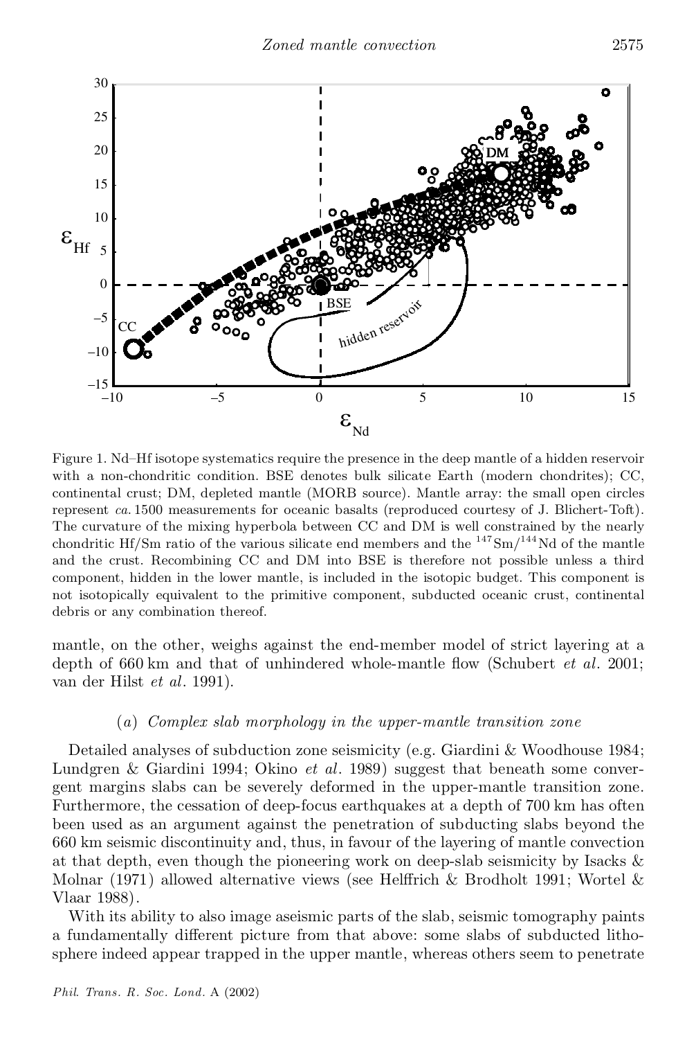Figure 1. Nd–Hf isotope systematics require the presence in the deep mantle of a hidden reservoir with a non-chondritic condition. BSE denotes bulk silicate Earth (modern chondrites); CC, continental crust; DM, depleted mantle (MORB source). Mantle array: the small open circles represent *ca.* 1500 measurements for oceanic basalts (reproduced courtesy of J. Blichert-Toft). The curvature of the mixing hyperbola between CC and DM is well constrained by the nearly chondritic Hf/Sm ratio of the various silicate end members and the $^{147}Sm/^{144}Nd$ of the mantle and the crust. Recombining CC and DM into BSE is therefore not possible unless a third component, hidden in the lower mantle, is included in the isotopic budget. This component is not isotopically equivalent to the primitive component, subducted oceanic crust, continental debris or any combination thereof.

mantle, on the other, weighs against the end-member model of strict layering at a depth of 660 km and that of unhindered whole-mantle flow (Schubert *et al.* 2001; van der Hilst *et al.* 1991).

### (*a*) *Complex slab morphology in the upper-mantle transition zone*

Detailed analyses of subduction zone seismicity (e.g. Giardini & Woodhouse 1984; Lundgren & Giardini 1994; Okino *et al.* 1989) suggest that beneath some convergent margins slabs can be severely deformed in the upper-mantle transition zone. Furthermore, the cessation of deep-focus earthquakes at a depth of 700 km has often been used as an argument against the penetration of subducting slabs beyond the 660 km seismic discontinuity and, thus, in favour of the layering of mantle convection at that depth, even though the pioneering work on deep-slab seismicity by Isacks & Molnar (1971) allowed alternative views (see Helffrich & Brodholt 1991; Wortel & Vlaar 1988).

With its ability to also image aseismic parts of the slab, seismic tomography paints a fundamentally different picture from that above: some slabs of subducted lithosphere indeed appear trapped in the upper mantle, whereas others seem to penetrate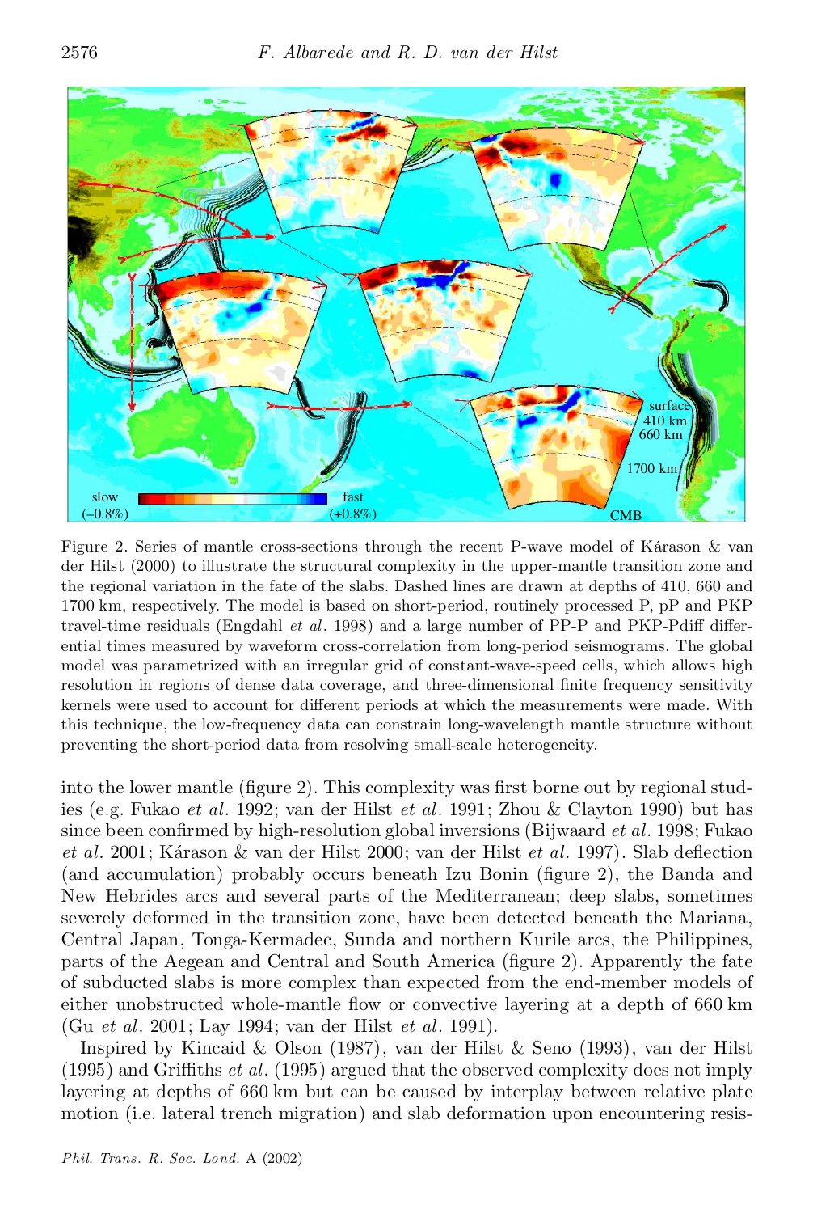Figure 2. Series of mantle cross-sections through the recent P-wave model of Kárason & van der Hilst (2000) to illustrate the structural complexity in the upper-mantle transition zone and the regional variation in the fate of the slabs. Dashed lines are drawn at depths of 410, 660 and 1700 km, respectively. The model is based on short-period, routinely processed P, pP and PKP travel-time residuals (Engdahl *et al*. 1998) and a large number of PP-P and PKP-Pdiff differential times measured by waveform cross-correlation from long-period seismograms. The global model was parametrized with an irregular grid of constant-wave-speed cells, which allows high resolution in regions of dense data coverage, and three-dimensional finite frequency sensitivity kernels were used to account for different periods at which the measurements were made. With this technique, the low-frequency data can constrain long-wavelength mantle structure without preventing the short-period data from resolving small-scale heterogeneity.

into the lower mantle (figure 2). This complexity was first borne out by regional studies (e.g. Fukao *et al*. 1992; van der Hilst *et al*. 1991; Zhou & Clayton 1990) but has since been confirmed by high-resolution global inversions (Bijwaard *et al*. 1998; Fukao *et al*. 2001; Kárason & van der Hilst 2000; van der Hilst *et al*. 1997). Slab deflection (and accumulation) probably occurs beneath Izu Bonin (figure 2), the Banda and New Hebrides arcs and several parts of the Mediterranean; deep slabs, sometimes severely deformed in the transition zone, have been detected beneath the Mariana, Central Japan, Tonga-Kermadec, Sunda and northern Kurile arcs, the Philippines, parts of the Aegean and Central and South America (figure 2). Apparently the fate of subducted slabs is more complex than expected from the end-member models of either unobstructed whole-mantle flow or convective layering at a depth of 660 km (Gu *et al*. 2001; Lay 1994; van der Hilst *et al*. 1991).

Inspired by Kincaid & Olson (1987), van der Hilst & Seno (1993), van der Hilst (1995) and Griffiths *et al*. (1995) argued that the observed complexity does not imply layering at depths of 660 km but can be caused by interplay between relative plate motion (i.e. lateral trench migration) and slab deformation upon encountering resis-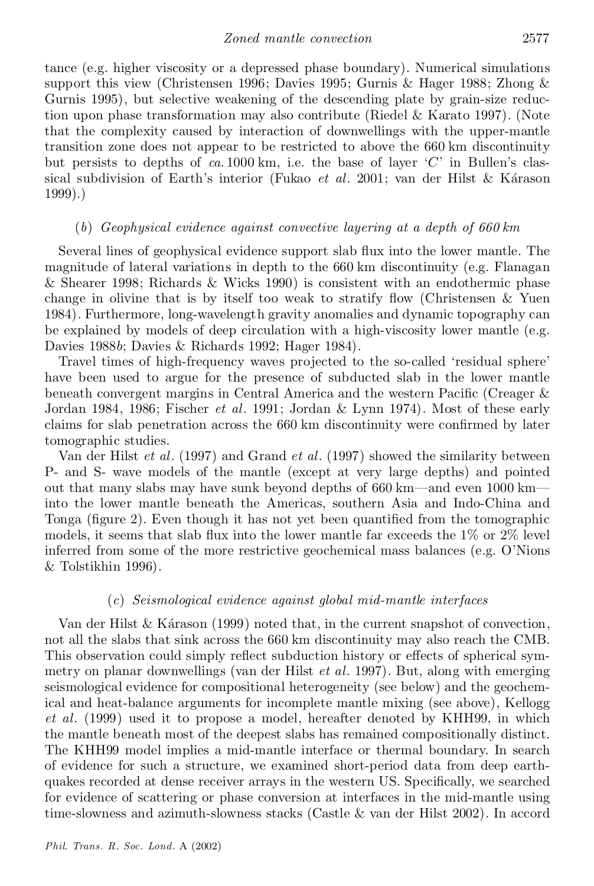tance (e.g. higher viscosity or a depressed phase boundary). Numerical simulations support this view (Christensen 1996; Davies 1995; Gurnis & Hager 1988; Zhong & Gurnis 1995), but selective weakening of the descending plate by grain-size reduction upon phase transformation may also contribute (Riedel & Karato 1997). (Note that the complexity caused by interaction of downwellings with the upper-mantle transition zone does not appear to be restricted to above the 660 km discontinuity but persists to depths of *ca.* 1000 km, i.e. the base of layer '*C*' in Bullen's classical subdivision of Earth's interior (Fukao *et al.* 2001; van der Hilst & Kárason 1999).)

### (*b*) *Geophysical evidence against convective layering at a depth of 660 km*

Several lines of geophysical evidence support slab flux into the lower mantle. The magnitude of lateral variations in depth to the 660 km discontinuity (e.g. Flanagan & Shearer 1998; Richards & Wicks 1990) is consistent with an endothermic phase change in olivine that is by itself too weak to stratify flow (Christensen & Yuen 1984). Furthermore, long-wavelength gravity anomalies and dynamic topography can be explained by models of deep circulation with a high-viscosity lower mantle (e.g. Davies 1988*b*; Davies & Richards 1992; Hager 1984).

Travel times of high-frequency waves projected to the so-called 'residual sphere' have been used to argue for the presence of subducted slab in the lower mantle beneath convergent margins in Central America and the western Pacific (Creager & Jordan 1984, 1986; Fischer *et al.* 1991; Jordan & Lynn 1974). Most of these early claims for slab penetration across the 660 km discontinuity were confirmed by later tomographic studies.

Van der Hilst *et al.* (1997) and Grand *et al.* (1997) showed the similarity between P- and S- wave models of the mantle (except at very large depths) and pointed out that many slabs may have sunk beyond depths of 660 km—and even 1000 km—into the lower mantle beneath the Americas, southern Asia and Indo-China and Tonga (figure 2). Even though it has not yet been quantified from the tomographic models, it seems that slab flux into the lower mantle far exceeds the 1% or 2% level inferred from some of the more restrictive geochemical mass balances (e.g. O'Nions & Tolstikhin 1996).

### (*c*) *Seismological evidence against global mid-mantle interfaces*

Van der Hilst & Kárason (1999) noted that, in the current snapshot of convection, not all the slabs that sink across the 660 km discontinuity may also reach the CMB. This observation could simply reflect subduction history or effects of spherical symmetry on planar downwellings (van der Hilst *et al.* 1997). But, along with emerging seismological evidence for compositional heterogeneity (see below) and the geochemical and heat-balance arguments for incomplete mantle mixing (see above), Kellogg *et al.* (1999) used it to propose a model, hereafter denoted by KHH99, in which the mantle beneath most of the deepest slabs has remained compositionally distinct. The KHH99 model implies a mid-mantle interface or thermal boundary. In search of evidence for such a structure, we examined short-period data from deep earthquakes recorded at dense receiver arrays in the western US. Specifically, we searched for evidence of scattering or phase conversion at interfaces in the mid-mantle using time-slowness and azimuth-slowness stacks (Castle & van der Hilst 2002). In accord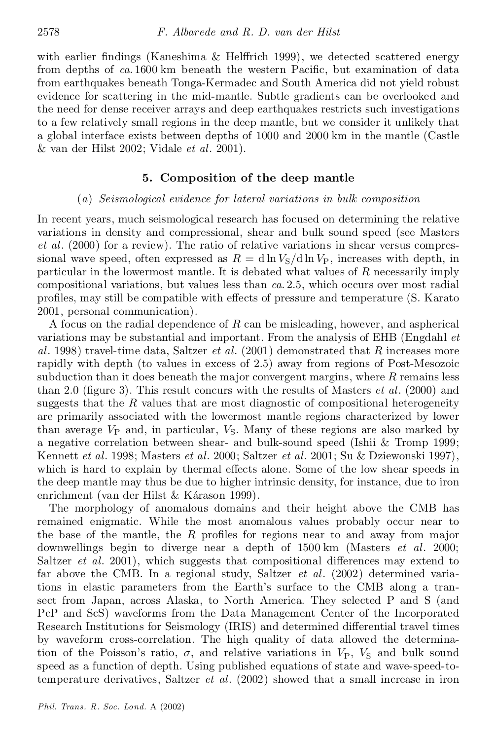with earlier findings (Kaneshima & Helffrich 1999), we detected scattered energy from depths of *ca.* 1600 km beneath the western Pacific, but examination of data from earthquakes beneath Tonga-Kermadec and South America did not yield robust evidence for scattering in the mid-mantle. Subtle gradients can be overlooked and the need for dense receiver arrays and deep earthquakes restricts such investigations to a few relatively small regions in the deep mantle, but we consider it unlikely that a global interface exists between depths of 1000 and 2000 km in the mantle (Castle & van der Hilst 2002; Vidale *et al.* 2001).

## 5. Composition of the deep mantle

### (*a*) *Seismological evidence for lateral variations in bulk composition*

In recent years, much seismological research has focused on determining the relative variations in density and compressional, shear and bulk sound speed (see Masters *et al.* (2000) for a review). The ratio of relative variations in shear versus compressional wave speed, often expressed as $R = \mathrm{d}\ln V_\mathrm{S}/\mathrm{d}\ln V_\mathrm{P}$, increases with depth, in particular in the lowermost mantle. It is debated what values of $R$ necessarily imply compositional variations, but values less than *ca.* 2.5, which occurs over most radial profiles, may still be compatible with effects of pressure and temperature (S. Karato 2001, personal communication).

A focus on the radial dependence of $R$ can be misleading, however, and aspherical variations may be substantial and important. From the analysis of EHB (Engdahl *et al.* 1998) travel-time data, Saltzer *et al.* (2001) demonstrated that $R$ increases more rapidly with depth (to values in excess of 2.5) away from regions of Post-Mesozoic subduction than it does beneath the major convergent margins, where $R$ remains less than 2.0 (figure 3). This result concurs with the results of Masters *et al.* (2000) and suggests that the $R$ values that are most diagnostic of compositional heterogeneity are primarily associated with the lowermost mantle regions characterized by lower than average $V_\mathrm{P}$ and, in particular, $V_\mathrm{S}$. Many of these regions are also marked by a negative correlation between shear- and bulk-sound speed (Ishii & Tromp 1999; Kennett *et al.* 1998; Masters *et al.* 2000; Saltzer *et al.* 2001; Su & Dziewonski 1997), which is hard to explain by thermal effects alone. Some of the low shear speeds in the deep mantle may thus be due to higher intrinsic density, for instance, due to iron enrichment (van der Hilst & Kárason 1999).

The morphology of anomalous domains and their height above the CMB has remained enigmatic. While the most anomalous values probably occur near to the base of the mantle, the $R$ profiles for regions near to and away from major downwellings begin to diverge near a depth of 1500 km (Masters *et al.* 2000; Saltzer *et al.* 2001), which suggests that compositional differences may extend to far above the CMB. In a regional study, Saltzer *et al.* (2002) determined variations in elastic parameters from the Earth's surface to the CMB along a transect from Japan, across Alaska, to North America. They selected P and S (and PcP and ScS) waveforms from the Data Management Center of the Incorporated Research Institutions for Seismology (IRIS) and determined differential travel times by waveform cross-correlation. The high quality of data allowed the determination of the Poisson's ratio, $\sigma$, and relative variations in $V_\mathrm{P}$, $V_\mathrm{S}$ and bulk sound speed as a function of depth. Using published equations of state and wave-speed-to-temperature derivatives, Saltzer *et al.* (2002) showed that a small increase in iron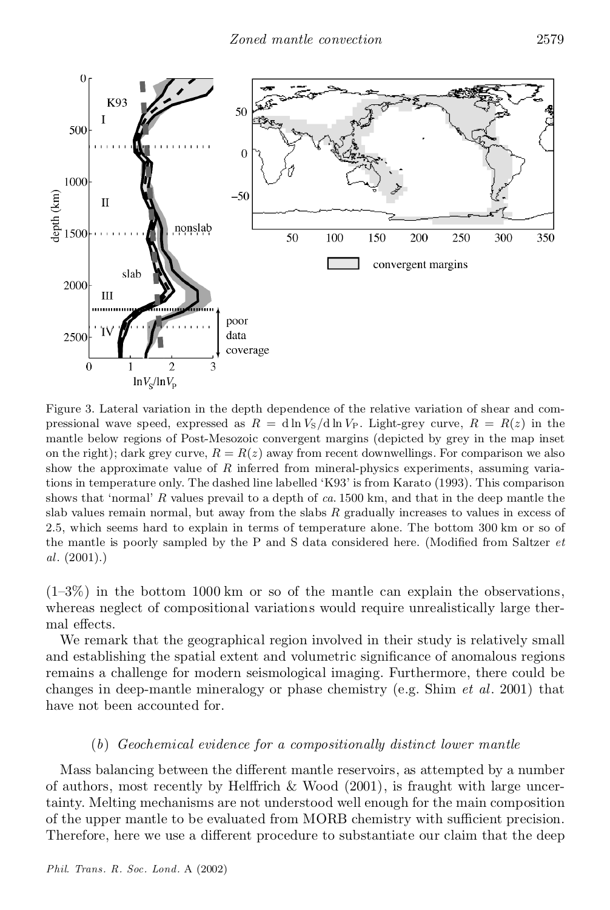Figure 3. Lateral variation in the depth dependence of the relative variation of shear and compressional wave speed, expressed as $R = \mathrm{d}\ln V_\mathrm{S}/\mathrm{d}\ln V_\mathrm{P}$. Light-grey curve, $R = R(z)$ in the mantle below regions of Post-Mesozoic convergent margins (depicted by grey in the map inset on the right); dark grey curve, $R = R(z)$ away from recent downwellings. For comparison we also show the approximate value of $R$ inferred from mineral-physics experiments, assuming variations in temperature only. The dashed line labelled 'K93' is from Karato (1993). This comparison shows that 'normal' $R$ values prevail to a depth of *ca.* 1500 km, and that in the deep mantle the slab values remain normal, but away from the slabs $R$ gradually increases to values in excess of 2.5, which seems hard to explain in terms of temperature alone. The bottom 300 km or so of the mantle is poorly sampled by the P and S data considered here. (Modified from Saltzer *et al*. (2001).)

(1–3%) in the bottom 1000 km or so of the mantle can explain the observations, whereas neglect of compositional variations would require unrealistically large thermal effects.

We remark that the geographical region involved in their study is relatively small and establishing the spatial extent and volumetric significance of anomalous regions remains a challenge for modern seismological imaging. Furthermore, there could be changes in deep-mantle mineralogy or phase chemistry (e.g. Shim *et al*. 2001) that have not been accounted for.

### (*b*) *Geochemical evidence for a compositionally distinct lower mantle*

Mass balancing between the different mantle reservoirs, as attempted by a number of authors, most recently by Helffrich & Wood (2001), is fraught with large uncertainty. Melting mechanisms are not understood well enough for the main composition of the upper mantle to be evaluated from MORB chemistry with sufficient precision. Therefore, here we use a different procedure to substantiate our claim that the deep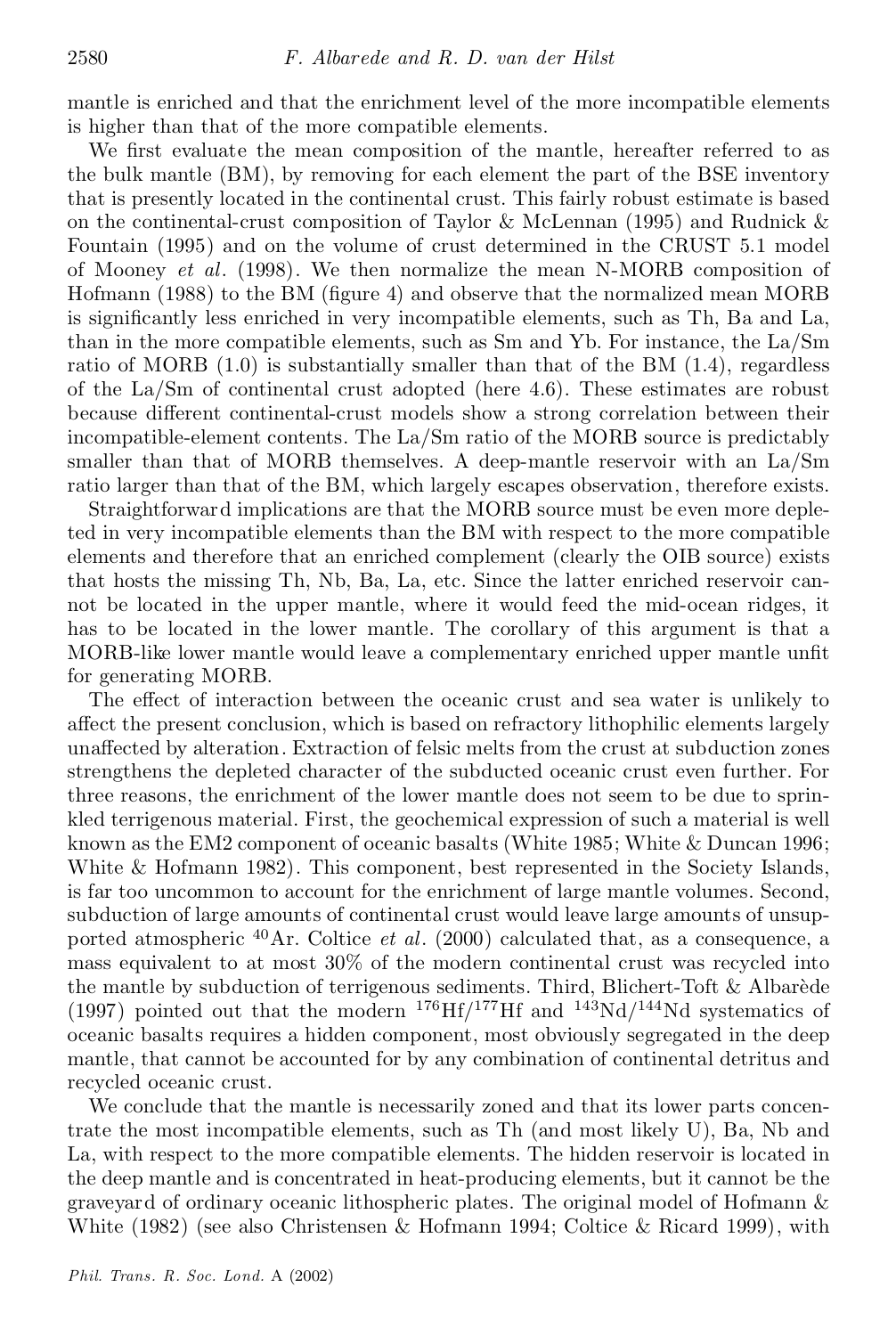mantle is enriched and that the enrichment level of the more incompatible elements is higher than that of the more compatible elements.

We first evaluate the mean composition of the mantle, hereafter referred to as the bulk mantle (BM), by removing for each element the part of the BSE inventory that is presently located in the continental crust. This fairly robust estimate is based on the continental-crust composition of Taylor & McLennan (1995) and Rudnick & Fountain (1995) and on the volume of crust determined in the CRUST 5.1 model of Mooney *et al*. (1998). We then normalize the mean N-MORB composition of Hofmann (1988) to the BM (figure 4) and observe that the normalized mean MORB is significantly less enriched in very incompatible elements, such as Th, Ba and La, than in the more compatible elements, such as Sm and Yb. For instance, the La/Sm ratio of MORB (1.0) is substantially smaller than that of the BM (1.4), regardless of the La/Sm of continental crust adopted (here 4.6). These estimates are robust because different continental-crust models show a strong correlation between their incompatible-element contents. The La/Sm ratio of the MORB source is predictably smaller than that of MORB themselves. A deep-mantle reservoir with an La/Sm ratio larger than that of the BM, which largely escapes observation, therefore exists.

Straightforward implications are that the MORB source must be even more depleted in very incompatible elements than the BM with respect to the more compatible elements and therefore that an enriched complement (clearly the OIB source) exists that hosts the missing Th, Nb, Ba, La, etc. Since the latter enriched reservoir cannot be located in the upper mantle, where it would feed the mid-ocean ridges, it has to be located in the lower mantle. The corollary of this argument is that a MORB-like lower mantle would leave a complementary enriched upper mantle unfit for generating MORB.

The effect of interaction between the oceanic crust and sea water is unlikely to affect the present conclusion, which is based on refractory lithophilic elements largely unaffected by alteration. Extraction of felsic melts from the crust at subduction zones strengthens the depleted character of the subducted oceanic crust even further. For three reasons, the enrichment of the lower mantle does not seem to be due to sprinkled terrigenous material. First, the geochemical expression of such a material is well known as the EM2 component of oceanic basalts (White 1985; White & Duncan 1996; White & Hofmann 1982). This component, best represented in the Society Islands, is far too uncommon to account for the enrichment of large mantle volumes. Second, subduction of large amounts of continental crust would leave large amounts of unsupported atmospheric $^{40}$Ar. Coltice *et al*. (2000) calculated that, as a consequence, a mass equivalent to at most 30% of the modern continental crust was recycled into the mantle by subduction of terrigenous sediments. Third, Blichert-Toft & Albarède (1997) pointed out that the modern $^{176}$Hf/$^{177}$Hf and $^{143}$Nd/$^{144}$Nd systematics of oceanic basalts requires a hidden component, most obviously segregated in the deep mantle, that cannot be accounted for by any combination of continental detritus and recycled oceanic crust.

We conclude that the mantle is necessarily zoned and that its lower parts concentrate the most incompatible elements, such as Th (and most likely U), Ba, Nb and La, with respect to the more compatible elements. The hidden reservoir is located in the deep mantle and is concentrated in heat-producing elements, but it cannot be the graveyard of ordinary oceanic lithospheric plates. The original model of Hofmann & White (1982) (see also Christensen & Hofmann 1994; Coltice & Ricard 1999), with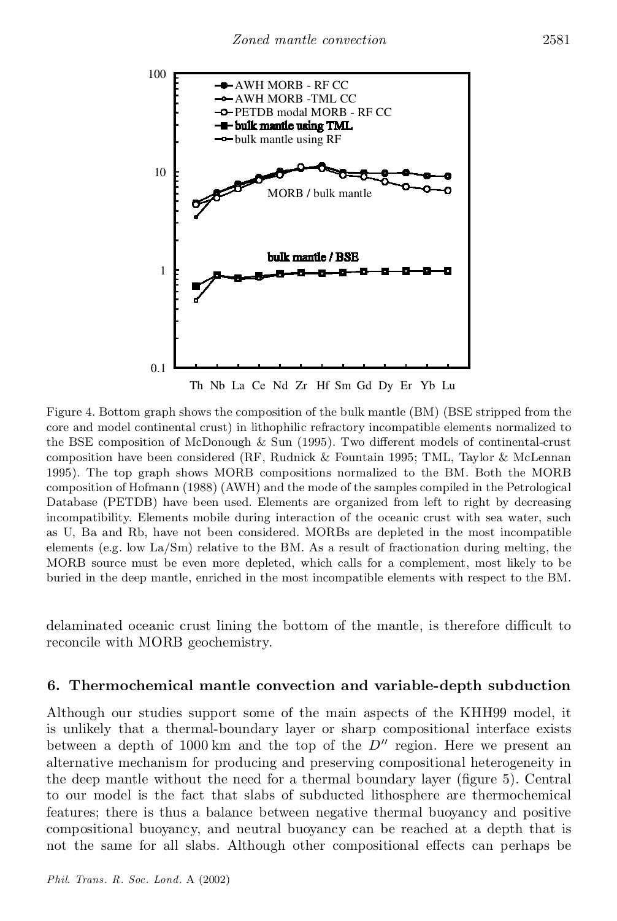Figure 4. Bottom graph shows the composition of the bulk mantle (BM) (BSE stripped from the core and model continental crust) in lithophilic refractory incompatible elements normalized to the BSE composition of McDonough & Sun (1995). Two different models of continental-crust composition have been considered (RF, Rudnick & Fountain 1995; TML, Taylor & McLennan 1995). The top graph shows MORB compositions normalized to the BM. Both the MORB composition of Hofmann (1988) (AWH) and the mode of the samples compiled in the Petrological Database (PETDB) have been used. Elements are organized from left to right by decreasing incompatibility. Elements mobile during interaction of the oceanic crust with sea water, such as U, Ba and Rb, have not been considered. MORBs are depleted in the most incompatible elements (e.g. low La/Sm) relative to the BM. As a result of fractionation during melting, the MORB source must be even more depleted, which calls for a complement, most likely to be buried in the deep mantle, enriched in the most incompatible elements with respect to the BM.

delaminated oceanic crust lining the bottom of the mantle, is therefore difficult to reconcile with MORB geochemistry.

## 6. Thermochemical mantle convection and variable-depth subduction

Although our studies support some of the main aspects of the KHH99 model, it is unlikely that a thermal-boundary layer or sharp compositional interface exists between a depth of 1000 km and the top of the $D''$ region. Here we present an alternative mechanism for producing and preserving compositional heterogeneity in the deep mantle without the need for a thermal boundary layer (figure 5). Central to our model is the fact that slabs of subducted lithosphere are thermochemical features; there is thus a balance between negative thermal buoyancy and positive compositional buoyancy, and neutral buoyancy can be reached at a depth that is not the same for all slabs. Although other compositional effects can perhaps be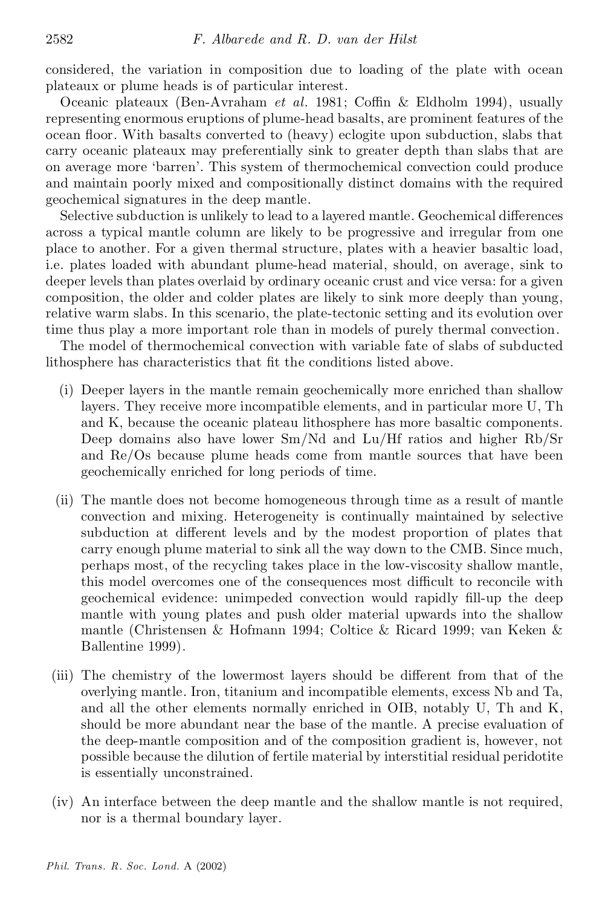considered, the variation in composition due to loading of the plate with ocean plateaux or plume heads is of particular interest.

Oceanic plateaux (Ben-Avraham *et al.* 1981; Coffin & Eldholm 1994), usually representing enormous eruptions of plume-head basalts, are prominent features of the ocean floor. With basalts converted to (heavy) eclogite upon subduction, slabs that carry oceanic plateaux may preferentially sink to greater depth than slabs that are on average more 'barren'. This system of thermochemical convection could produce and maintain poorly mixed and compositionally distinct domains with the required geochemical signatures in the deep mantle.

Selective subduction is unlikely to lead to a layered mantle. Geochemical differences across a typical mantle column are likely to be progressive and irregular from one place to another. For a given thermal structure, plates with a heavier basaltic load, i.e. plates loaded with abundant plume-head material, should, on average, sink to deeper levels than plates overlaid by ordinary oceanic crust and vice versa: for a given composition, the older and colder plates are likely to sink more deeply than young, relative warm slabs. In this scenario, the plate-tectonic setting and its evolution over time thus play a more important role than in models of purely thermal convection.

The model of thermochemical convection with variable fate of slabs of subducted lithosphere has characteristics that fit the conditions listed above.

(i) Deeper layers in the mantle remain geochemically more enriched than shallow layers. They receive more incompatible elements, and in particular more U, Th and K, because the oceanic plateau lithosphere has more basaltic components. Deep domains also have lower Sm/Nd and Lu/Hf ratios and higher Rb/Sr and Re/Os because plume heads come from mantle sources that have been geochemically enriched for long periods of time.

(ii) The mantle does not become homogeneous through time as a result of mantle convection and mixing. Heterogeneity is continually maintained by selective subduction at different levels and by the modest proportion of plates that carry enough plume material to sink all the way down to the CMB. Since much, perhaps most, of the recycling takes place in the low-viscosity shallow mantle, this model overcomes one of the consequences most difficult to reconcile with geochemical evidence: unimpeded convection would rapidly fill-up the deep mantle with young plates and push older material upwards into the shallow mantle (Christensen & Hofmann 1994; Coltice & Ricard 1999; van Keken & Ballentine 1999).

(iii) The chemistry of the lowermost layers should be different from that of the overlying mantle. Iron, titanium and incompatible elements, excess Nb and Ta, and all the other elements normally enriched in OIB, notably U, Th and K, should be more abundant near the base of the mantle. A precise evaluation of the deep-mantle composition and of the composition gradient is, however, not possible because the dilution of fertile material by interstitial residual peridotite is essentially unconstrained.

(iv) An interface between the deep mantle and the shallow mantle is not required, nor is a thermal boundary layer.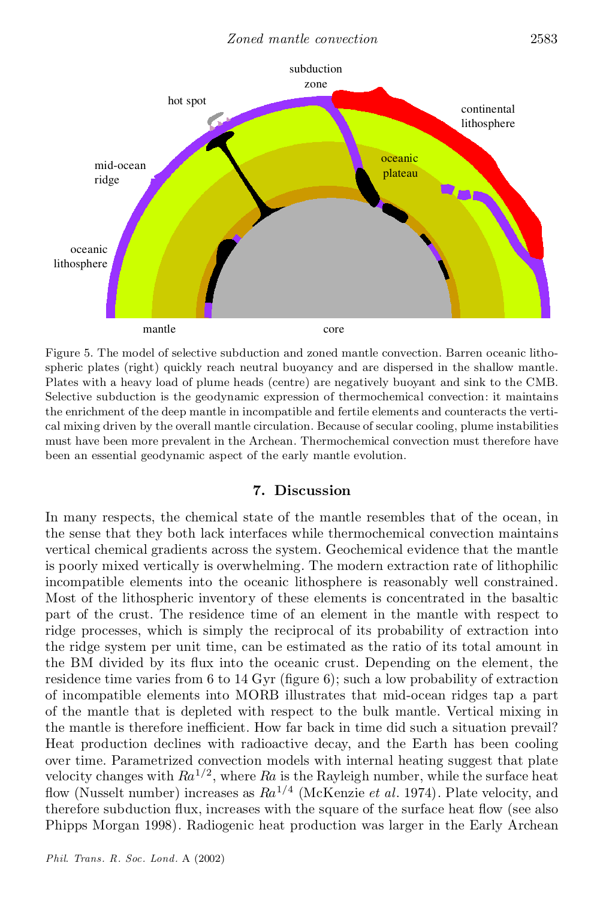subduction zone

hot spot

continental lithosphere

mid-ocean ridge

oceanic plateau

oceanic lithosphere

mantle

core

Figure 5. The model of selective subduction and zoned mantle convection. Barren oceanic lithospheric plates (right) quickly reach neutral buoyancy and are dispersed in the shallow mantle. Plates with a heavy load of plume heads (centre) are negatively buoyant and sink to the CMB. Selective subduction is the geodynamic expression of thermochemical convection: it maintains the enrichment of the deep mantle in incompatible and fertile elements and counteracts the vertical mixing driven by the overall mantle circulation. Because of secular cooling, plume instabilities must have been more prevalent in the Archean. Thermochemical convection must therefore have been an essential geodynamic aspect of the early mantle evolution.

## 7. Discussion

In many respects, the chemical state of the mantle resembles that of the ocean, in the sense that they both lack interfaces while thermochemical convection maintains vertical chemical gradients across the system. Geochemical evidence that the mantle is poorly mixed vertically is overwhelming. The modern extraction rate of lithophilic incompatible elements into the oceanic lithosphere is reasonably well constrained. Most of the lithospheric inventory of these elements is concentrated in the basaltic part of the crust. The residence time of an element in the mantle with respect to ridge processes, which is simply the reciprocal of its probability of extraction into the ridge system per unit time, can be estimated as the ratio of its total amount in the BM divided by its flux into the oceanic crust. Depending on the element, the residence time varies from 6 to 14 Gyr (figure 6); such a low probability of extraction of incompatible elements into MORB illustrates that mid-ocean ridges tap a part of the mantle that is depleted with respect to the bulk mantle. Vertical mixing in the mantle is therefore inefficient. How far back in time did such a situation prevail? Heat production declines with radioactive decay, and the Earth has been cooling over time. Parametrized convection models with internal heating suggest that plate velocity changes with $Ra^{1/2}$, where $Ra$ is the Rayleigh number, while the surface heat flow (Nusselt number) increases as $Ra^{1/4}$ (McKenzie *et al*. 1974). Plate velocity, and therefore subduction flux, increases with the square of the surface heat flow (see also Phipps Morgan 1998). Radiogenic heat production was larger in the Early Archean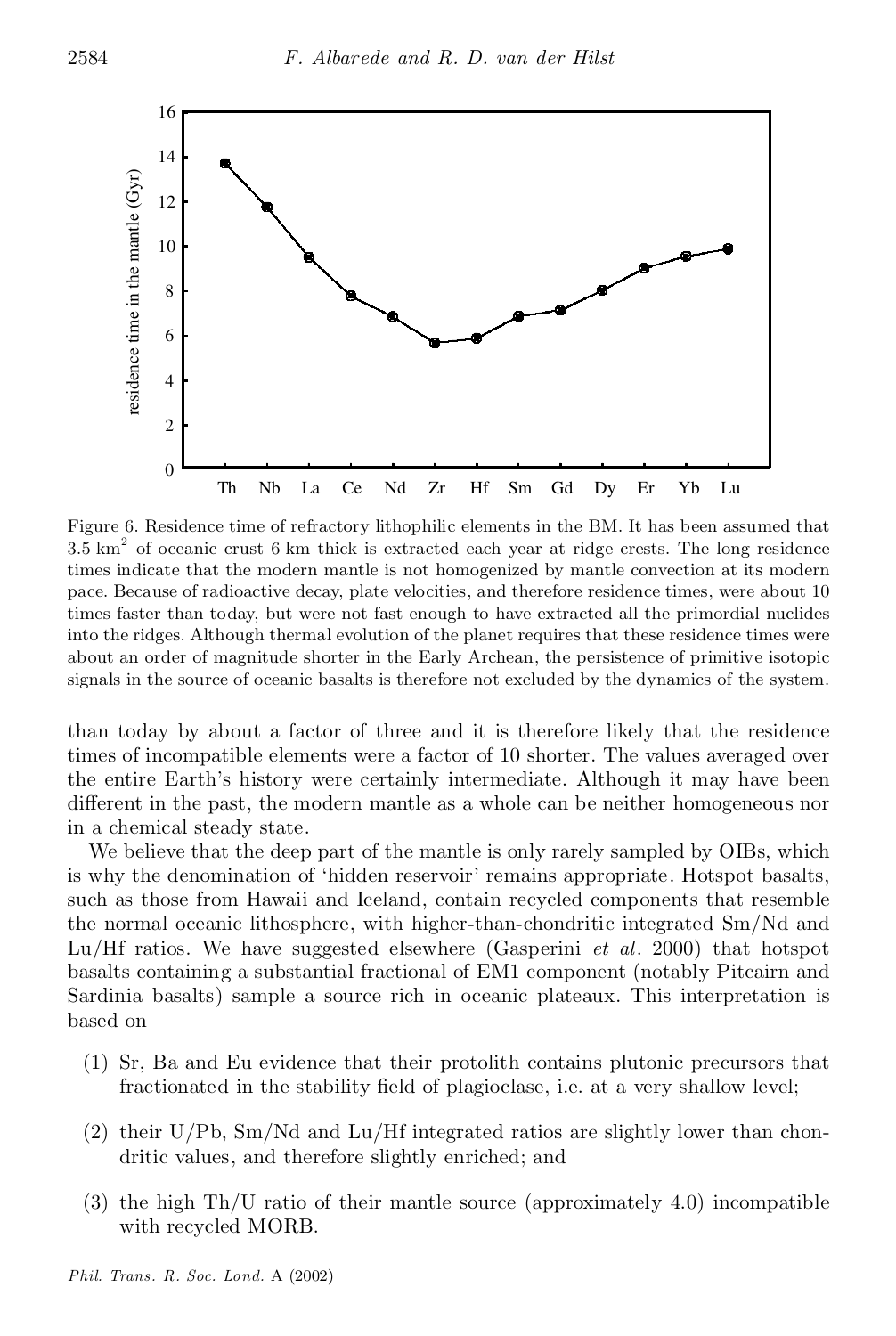Figure 6. Residence time of refractory lithophilic elements in the BM. It has been assumed that 3.5 km$^2$ of oceanic crust 6 km thick is extracted each year at ridge crests. The long residence times indicate that the modern mantle is not homogenized by mantle convection at its modern pace. Because of radioactive decay, plate velocities, and therefore residence times, were about 10 times faster than today, but were not fast enough to have extracted all the primordial nuclides into the ridges. Although thermal evolution of the planet requires that these residence times were about an order of magnitude shorter in the Early Archean, the persistence of primitive isotopic signals in the source of oceanic basalts is therefore not excluded by the dynamics of the system.

than today by about a factor of three and it is therefore likely that the residence times of incompatible elements were a factor of 10 shorter. The values averaged over the entire Earth's history were certainly intermediate. Although it may have been different in the past, the modern mantle as a whole can be neither homogeneous nor in a chemical steady state.

We believe that the deep part of the mantle is only rarely sampled by OIBs, which is why the denomination of 'hidden reservoir' remains appropriate. Hotspot basalts, such as those from Hawaii and Iceland, contain recycled components that resemble the normal oceanic lithosphere, with higher-than-chondritic integrated Sm/Nd and Lu/Hf ratios. We have suggested elsewhere (Gasperini *et al*. 2000) that hotspot basalts containing a substantial fractional of EM1 component (notably Pitcairn and Sardinia basalts) sample a source rich in oceanic plateaux. This interpretation is based on

(1) Sr, Ba and Eu evidence that their protolith contains plutonic precursors that fractionated in the stability field of plagioclase, i.e. at a very shallow level;

(2) their U/Pb, Sm/Nd and Lu/Hf integrated ratios are slightly lower than chondritic values, and therefore slightly enriched; and

(3) the high Th/U ratio of their mantle source (approximately 4.0) incompatible with recycled MORB.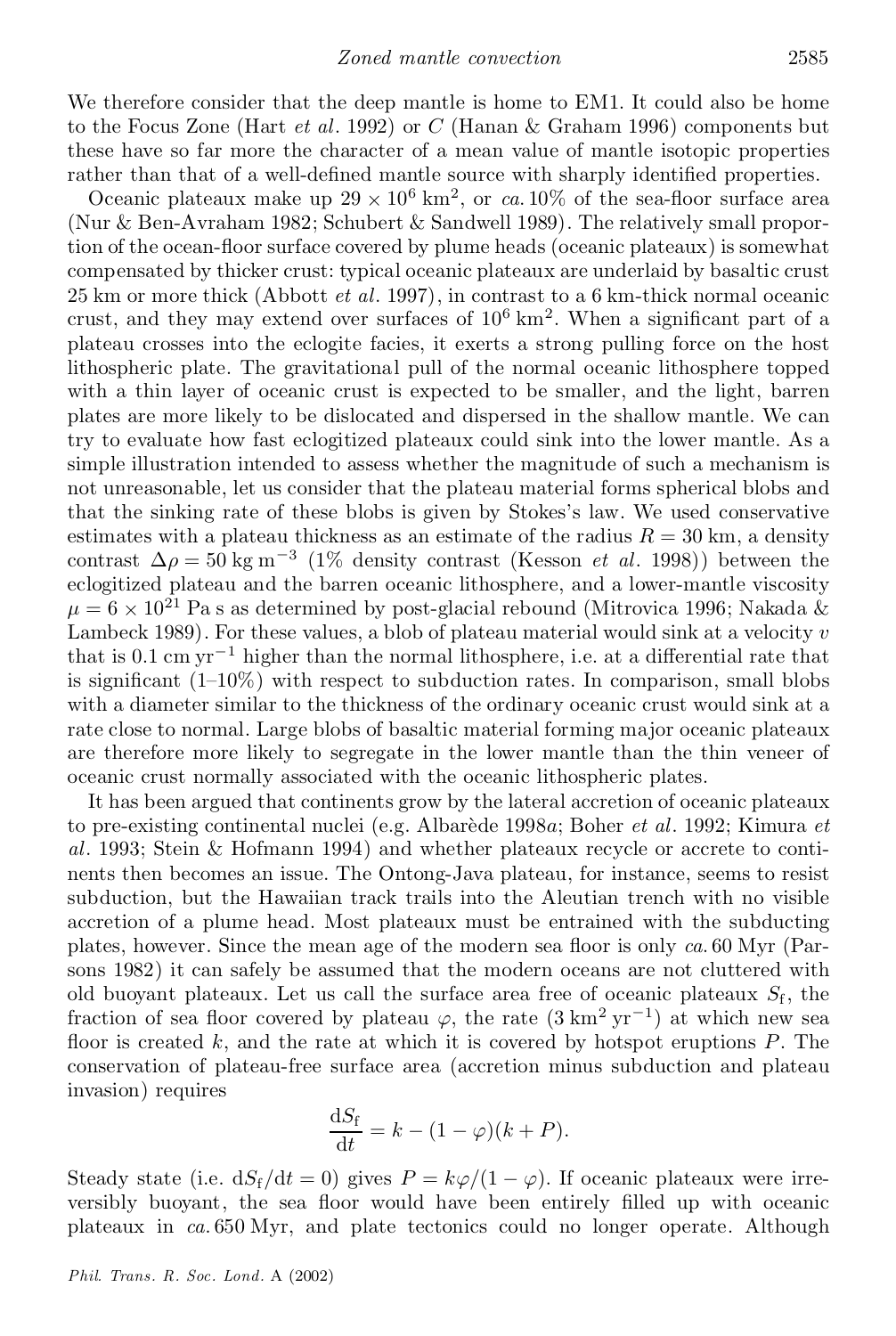We therefore consider that the deep mantle is home to EM1. It could also be home to the Focus Zone (Hart *et al*. 1992) or *C* (Hanan & Graham 1996) components but these have so far more the character of a mean value of mantle isotopic properties rather than that of a well-defined mantle source with sharply identified properties.

Oceanic plateaux make up $29 \times 10^6$ km$^2$, or *ca.* 10% of the sea-floor surface area (Nur & Ben-Avraham 1982; Schubert & Sandwell 1989). The relatively small proportion of the ocean-floor surface covered by plume heads (oceanic plateaux) is somewhat compensated by thicker crust: typical oceanic plateaux are underlaid by basaltic crust 25 km or more thick (Abbott *et al*. 1997), in contrast to a 6 km-thick normal oceanic crust, and they may extend over surfaces of $10^6$ km$^2$. When a significant part of a plateau crosses into the eclogite facies, it exerts a strong pulling force on the host lithospheric plate. The gravitational pull of the normal oceanic lithosphere topped with a thin layer of oceanic crust is expected to be smaller, and the light, barren plates are more likely to be dislocated and dispersed in the shallow mantle. We can try to evaluate how fast eclogitized plateaux could sink into the lower mantle. As a simple illustration intended to assess whether the magnitude of such a mechanism is not unreasonable, let us consider that the plateau material forms spherical blobs and that the sinking rate of these blobs is given by Stokes's law. We used conservative estimates with a plateau thickness as an estimate of the radius $R = 30$ km, a density contrast $\Delta\rho = 50$ kg m$^{-3}$ (1% density contrast (Kesson *et al*. 1998)) between the eclogitized plateau and the barren oceanic lithosphere, and a lower-mantle viscosity $\mu = 6 \times 10^{21}$ Pa s as determined by post-glacial rebound (Mitrovica 1996; Nakada & Lambeck 1989). For these values, a blob of plateau material would sink at a velocity $v$ that is 0.1 cm yr$^{-1}$ higher than the normal lithosphere, i.e. at a differential rate that is significant (1–10%) with respect to subduction rates. In comparison, small blobs with a diameter similar to the thickness of the ordinary oceanic crust would sink at a rate close to normal. Large blobs of basaltic material forming major oceanic plateaux are therefore more likely to segregate in the lower mantle than the thin veneer of oceanic crust normally associated with the oceanic lithospheric plates.

It has been argued that continents grow by the lateral accretion of oceanic plateaux to pre-existing continental nuclei (e.g. Albarède 1998*a*; Boher *et al*. 1992; Kimura *et al*. 1993; Stein & Hofmann 1994) and whether plateaux recycle or accrete to continents then becomes an issue. The Ontong-Java plateau, for instance, seems to resist subduction, but the Hawaiian track trails into the Aleutian trench with no visible accretion of a plume head. Most plateaux must be entrained with the subducting plates, however. Since the mean age of the modern sea floor is only *ca.* 60 Myr (Parsons 1982) it can safely be assumed that the modern oceans are not cluttered with old buoyant plateaux. Let us call the surface area free of oceanic plateaux $S_{\mathrm{f}}$, the fraction of sea floor covered by plateau $\varphi$, the rate (3 km$^2$ yr$^{-1}$) at which new sea floor is created $k$, and the rate at which it is covered by hotspot eruptions $P$. The conservation of plateau-free surface area (accretion minus subduction and plateau invasion) requires

$$\frac{\mathrm{d}S_{\mathrm{f}}}{\mathrm{d}t} = k - (1 - \varphi)(k + P).$$

Steady state (i.e. $\mathrm{d}S_{\mathrm{f}}/\mathrm{d}t = 0$) gives $P = k\varphi/(1 - \varphi)$. If oceanic plateaux were irreversibly buoyant, the sea floor would have been entirely filled up with oceanic plateaux in *ca.* 650 Myr, and plate tectonics could no longer operate. Although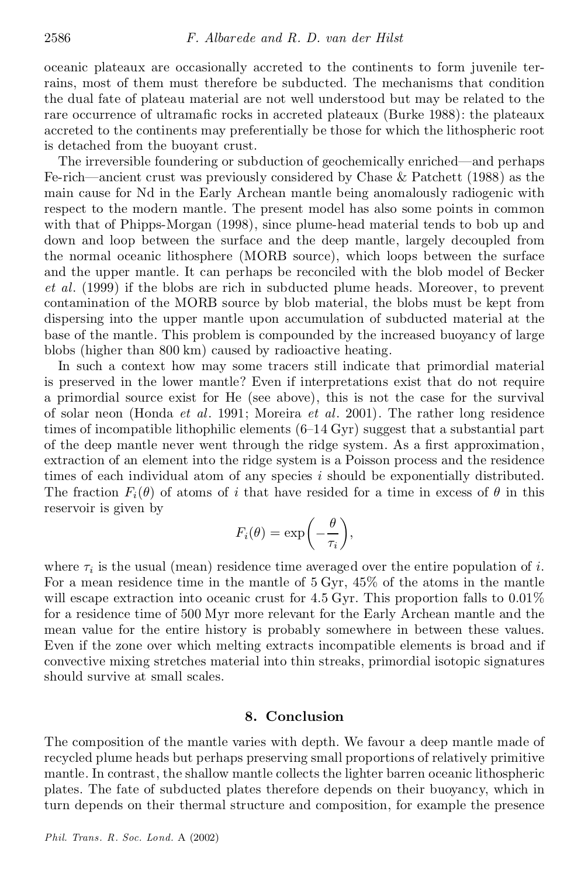oceanic plateaux are occasionally accreted to the continents to form juvenile terrains, most of them must therefore be subducted. The mechanisms that condition the dual fate of plateau material are not well understood but may be related to the rare occurrence of ultramafic rocks in accreted plateaux (Burke 1988): the plateaux accreted to the continents may preferentially be those for which the lithospheric root is detached from the buoyant crust.

The irreversible foundering or subduction of geochemically enriched—and perhaps Fe-rich—ancient crust was previously considered by Chase & Patchett (1988) as the main cause for Nd in the Early Archean mantle being anomalously radiogenic with respect to the modern mantle. The present model has also some points in common with that of Phipps-Morgan (1998), since plume-head material tends to bob up and down and loop between the surface and the deep mantle, largely decoupled from the normal oceanic lithosphere (MORB source), which loops between the surface and the upper mantle. It can perhaps be reconciled with the blob model of Becker *et al*. (1999) if the blobs are rich in subducted plume heads. Moreover, to prevent contamination of the MORB source by blob material, the blobs must be kept from dispersing into the upper mantle upon accumulation of subducted material at the base of the mantle. This problem is compounded by the increased buoyancy of large blobs (higher than 800 km) caused by radioactive heating.

In such a context how may some tracers still indicate that primordial material is preserved in the lower mantle? Even if interpretations exist that do not require a primordial source exist for He (see above), this is not the case for the survival of solar neon (Honda *et al*. 1991; Moreira *et al*. 2001). The rather long residence times of incompatible lithophilic elements (6–14 Gyr) suggest that a substantial part of the deep mantle never went through the ridge system. As a first approximation, extraction of an element into the ridge system is a Poisson process and the residence times of each individual atom of any species $i$ should be exponentially distributed. The fraction $F_i(\theta)$ of atoms of $i$ that have resided for a time in excess of $\theta$ in this reservoir is given by

$$F_i(\theta) = \exp\left(-\frac{\theta}{\tau_i}\right),$$

where $\tau_i$ is the usual (mean) residence time averaged over the entire population of $i$. For a mean residence time in the mantle of 5 Gyr, 45% of the atoms in the mantle will escape extraction into oceanic crust for 4.5 Gyr. This proportion falls to 0.01% for a residence time of 500 Myr more relevant for the Early Archean mantle and the mean value for the entire history is probably somewhere in between these values. Even if the zone over which melting extracts incompatible elements is broad and if convective mixing stretches material into thin streaks, primordial isotopic signatures should survive at small scales.

## 8. Conclusion

The composition of the mantle varies with depth. We favour a deep mantle made of recycled plume heads but perhaps preserving small proportions of relatively primitive mantle. In contrast, the shallow mantle collects the lighter barren oceanic lithospheric plates. The fate of subducted plates therefore depends on their buoyancy, which in turn depends on their thermal structure and composition, for example the presence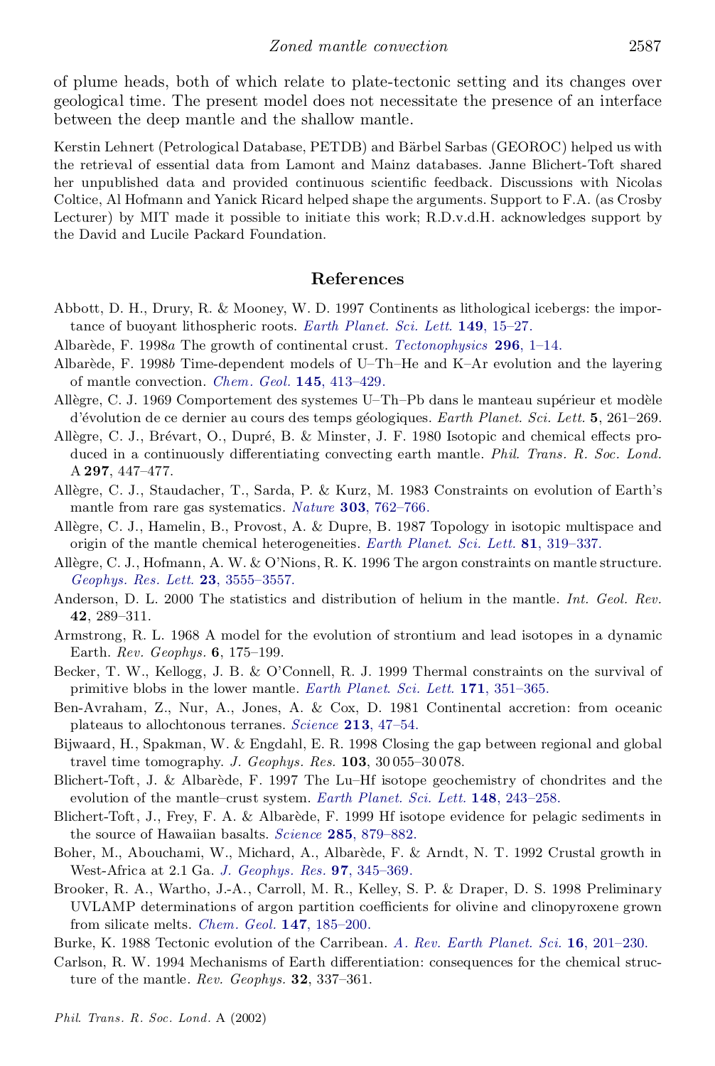of plume heads, both of which relate to plate-tectonic setting and its changes over geological time. The present model does not necessitate the presence of an interface between the deep mantle and the shallow mantle.

Kerstin Lehnert (Petrological Database, PETDB) and Bärbel Sarbas (GEOROC) helped us with the retrieval of essential data from Lamont and Mainz databases. Janne Blichert-Toft shared her unpublished data and provided continuous scientific feedback. Discussions with Nicolas Coltice, Al Hofmann and Yanick Ricard helped shape the arguments. Support to F.A. (as Crosby Lecturer) by MIT made it possible to initiate this work; R.D.v.d.H. acknowledges support by the David and Lucile Packard Foundation.

## References

Abbott, D. H., Drury, R. & Mooney, W. D. 1997 Continents as lithological icebergs: the importance of buoyant lithospheric roots. *Earth Planet. Sci. Lett.* **149**, 15–27.

Albarède, F. 1998*a* The growth of continental crust. *Tectonophysics* **296**, 1–14.

Albarède, F. 1998*b* Time-dependent models of U–Th–He and K–Ar evolution and the layering of mantle convection. *Chem. Geol.* **145**, 413–429.

Allègre, C. J. 1969 Comportement des systemes U–Th–Pb dans le manteau supérieur et modèle d'évolution de ce dernier au cours des temps géologiques. *Earth Planet. Sci. Lett.* **5**, 261–269.

Allègre, C. J., Brévart, O., Dupré, B. & Minster, J. F. 1980 Isotopic and chemical effects produced in a continuously differentiating convecting earth mantle. *Phil. Trans. R. Soc. Lond.* A **297**, 447–477.

Allègre, C. J., Staudacher, T., Sarda, P. & Kurz, M. 1983 Constraints on evolution of Earth's mantle from rare gas systematics. *Nature* **303**, 762–766.

Allègre, C. J., Hamelin, B., Provost, A. & Dupre, B. 1987 Topology in isotopic multispace and origin of the mantle chemical heterogeneities. *Earth Planet. Sci. Lett.* **81**, 319–337.

Allègre, C. J., Hofmann, A. W. & O'Nions, R. K. 1996 The argon constraints on mantle structure. *Geophys. Res. Lett.* **23**, 3555–3557.

Anderson, D. L. 2000 The statistics and distribution of helium in the mantle. *Int. Geol. Rev.* **42**, 289–311.

Armstrong, R. L. 1968 A model for the evolution of strontium and lead isotopes in a dynamic Earth. *Rev. Geophys.* **6**, 175–199.

Becker, T. W., Kellogg, J. B. & O'Connell, R. J. 1999 Thermal constraints on the survival of primitive blobs in the lower mantle. *Earth Planet. Sci. Lett.* **171**, 351–365.

Ben-Avraham, Z., Nur, A., Jones, A. & Cox, D. 1981 Continental accretion: from oceanic plateaus to allochtonous terranes. *Science* **213**, 47–54.

Bijwaard, H., Spakman, W. & Engdahl, E. R. 1998 Closing the gap between regional and global travel time tomography. *J. Geophys. Res.* **103**, 30 055–30 078.

Blichert-Toft, J. & Albarède, F. 1997 The Lu–Hf isotope geochemistry of chondrites and the evolution of the mantle–crust system. *Earth Planet. Sci. Lett.* **148**, 243–258.

Blichert-Toft, J., Frey, F. A. & Albarède, F. 1999 Hf isotope evidence for pelagic sediments in the source of Hawaiian basalts. *Science* **285**, 879–882.

Boher, M., Abouchami, W., Michard, A., Albarède, F. & Arndt, N. T. 1992 Crustal growth in West-Africa at 2.1 Ga. *J. Geophys. Res.* **97**, 345–369.

Brooker, R. A., Wartho, J.-A., Carroll, M. R., Kelley, S. P. & Draper, D. S. 1998 Preliminary UVLAMP determinations of argon partition coefficients for olivine and clinopyroxene grown from silicate melts. *Chem. Geol.* **147**, 185–200.

Burke, K. 1988 Tectonic evolution of the Carribean. *A. Rev. Earth Planet. Sci.* **16**, 201–230.

Carlson, R. W. 1994 Mechanisms of Earth differentiation: consequences for the chemical structure of the mantle. *Rev. Geophys.* **32**, 337–361.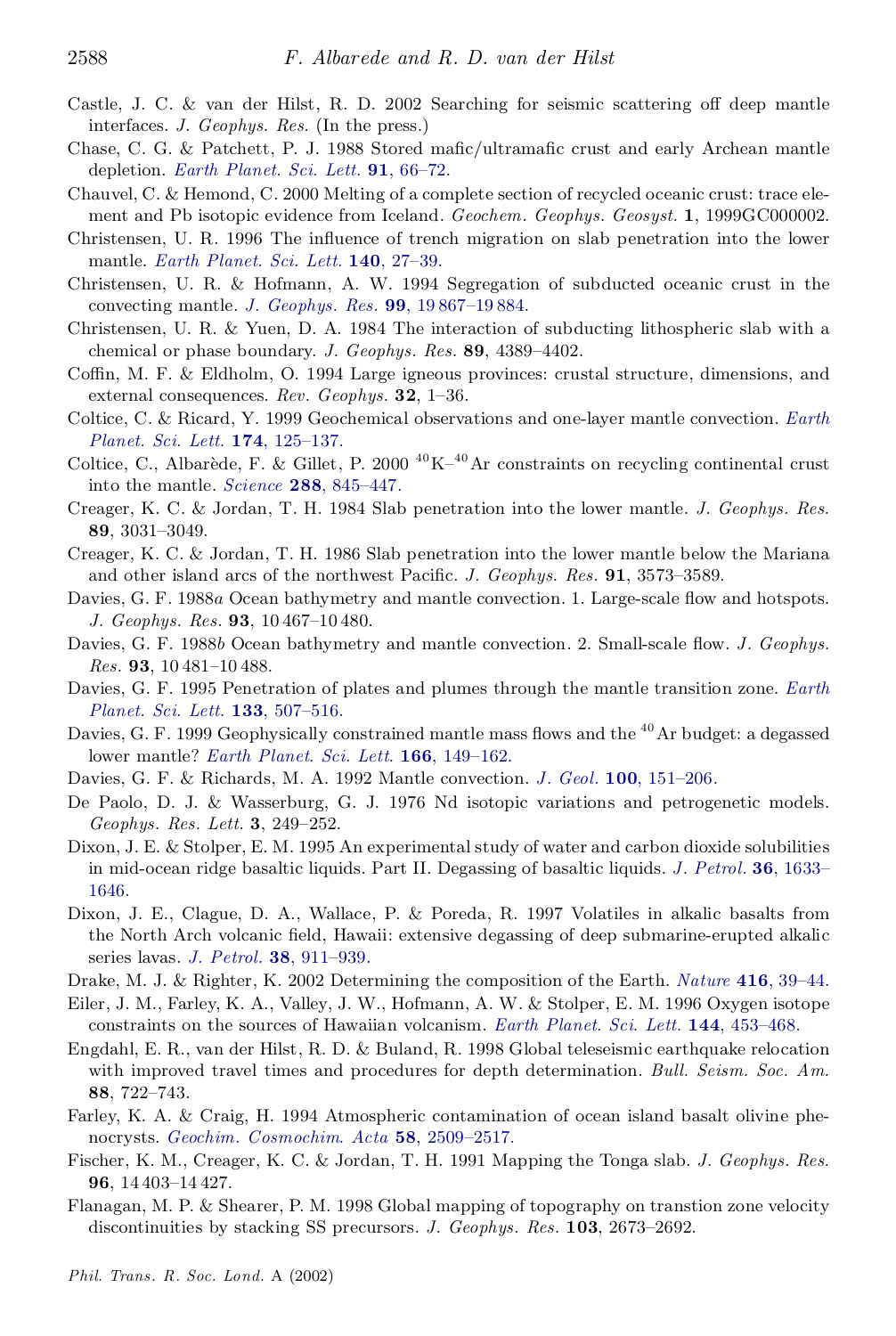Castle, J. C. & van der Hilst, R. D. 2002 Searching for seismic scattering off deep mantle interfaces. *J. Geophys. Res.* (In the press.)

Chase, C. G. & Patchett, P. J. 1988 Stored mafic/ultramafic crust and early Archean mantle depletion. *Earth Planet. Sci. Lett.* **91**, 66–72.

Chauvel, C. & Hemond, C. 2000 Melting of a complete section of recycled oceanic crust: trace element and Pb isotopic evidence from Iceland. *Geochem. Geophys. Geosyst.* **1**, 1999GC000002.

Christensen, U. R. 1996 The influence of trench migration on slab penetration into the lower mantle. *Earth Planet. Sci. Lett.* **140**, 27–39.

Christensen, U. R. & Hofmann, A. W. 1994 Segregation of subducted oceanic crust in the convecting mantle. *J. Geophys. Res.* **99**, 19 867–19 884.

Christensen, U. R. & Yuen, D. A. 1984 The interaction of subducting lithospheric slab with a chemical or phase boundary. *J. Geophys. Res.* **89**, 4389–4402.

Coffin, M. F. & Eldholm, O. 1994 Large igneous provinces: crustal structure, dimensions, and external consequences. *Rev. Geophys.* **32**, 1–36.

Coltice, C. & Ricard, Y. 1999 Geochemical observations and one-layer mantle convection. *Earth Planet. Sci. Lett.* **174**, 125–137.

Coltice, C., Albarède, F. & Gillet, P. 2000 $^{40}K$–$^{40}Ar$ constraints on recycling continental crust into the mantle. *Science* **288**, 845–447.

Creager, K. C. & Jordan, T. H. 1984 Slab penetration into the lower mantle. *J. Geophys. Res.* **89**, 3031–3049.

Creager, K. C. & Jordan, T. H. 1986 Slab penetration into the lower mantle below the Mariana and other island arcs of the northwest Pacific. *J. Geophys. Res.* **91**, 3573–3589.

Davies, G. F. 1988*a* Ocean bathymetry and mantle convection. 1. Large-scale flow and hotspots. *J. Geophys. Res.* **93**, 10 467–10 480.

Davies, G. F. 1988*b* Ocean bathymetry and mantle convection. 2. Small-scale flow. *J. Geophys. Res.* **93**, 10 481–10 488.

Davies, G. F. 1995 Penetration of plates and plumes through the mantle transition zone. *Earth Planet. Sci. Lett.* **133**, 507–516.

Davies, G. F. 1999 Geophysically constrained mantle mass flows and the $^{40}Ar$ budget: a degassed lower mantle? *Earth Planet. Sci. Lett.* **166**, 149–162.

Davies, G. F. & Richards, M. A. 1992 Mantle convection. *J. Geol.* **100**, 151–206.

De Paolo, D. J. & Wasserburg, G. J. 1976 Nd isotopic variations and petrogenetic models. *Geophys. Res. Lett.* **3**, 249–252.

Dixon, J. E. & Stolper, E. M. 1995 An experimental study of water and carbon dioxide solubilities in mid-ocean ridge basaltic liquids. Part II. Degassing of basaltic liquids. *J. Petrol.* **36**, 1633–1646.

Dixon, J. E., Clague, D. A., Wallace, P. & Poreda, R. 1997 Volatiles in alkalic basalts from the North Arch volcanic field, Hawaii: extensive degassing of deep submarine-erupted alkalic series lavas. *J. Petrol.* **38**, 911–939.

Drake, M. J. & Righter, K. 2002 Determining the composition of the Earth. *Nature* **416**, 39–44.

Eiler, J. M., Farley, K. A., Valley, J. W., Hofmann, A. W. & Stolper, E. M. 1996 Oxygen isotope constraints on the sources of Hawaiian volcanism. *Earth Planet. Sci. Lett.* **144**, 453–468.

Engdahl, E. R., van der Hilst, R. D. & Buland, R. 1998 Global teleseismic earthquake relocation with improved travel times and procedures for depth determination. *Bull. Seism. Soc. Am.* **88**, 722–743.

Farley, K. A. & Craig, H. 1994 Atmospheric contamination of ocean island basalt olivine phenocrysts. *Geochim. Cosmochim. Acta* **58**, 2509–2517.

Fischer, K. M., Creager, K. C. & Jordan, T. H. 1991 Mapping the Tonga slab. *J. Geophys. Res.* **96**, 14 403–14 427.

Flanagan, M. P. & Shearer, P. M. 1998 Global mapping of topography on transtion zone velocity discontinuities by stacking SS precursors. *J. Geophys. Res.* **103**, 2673–2692.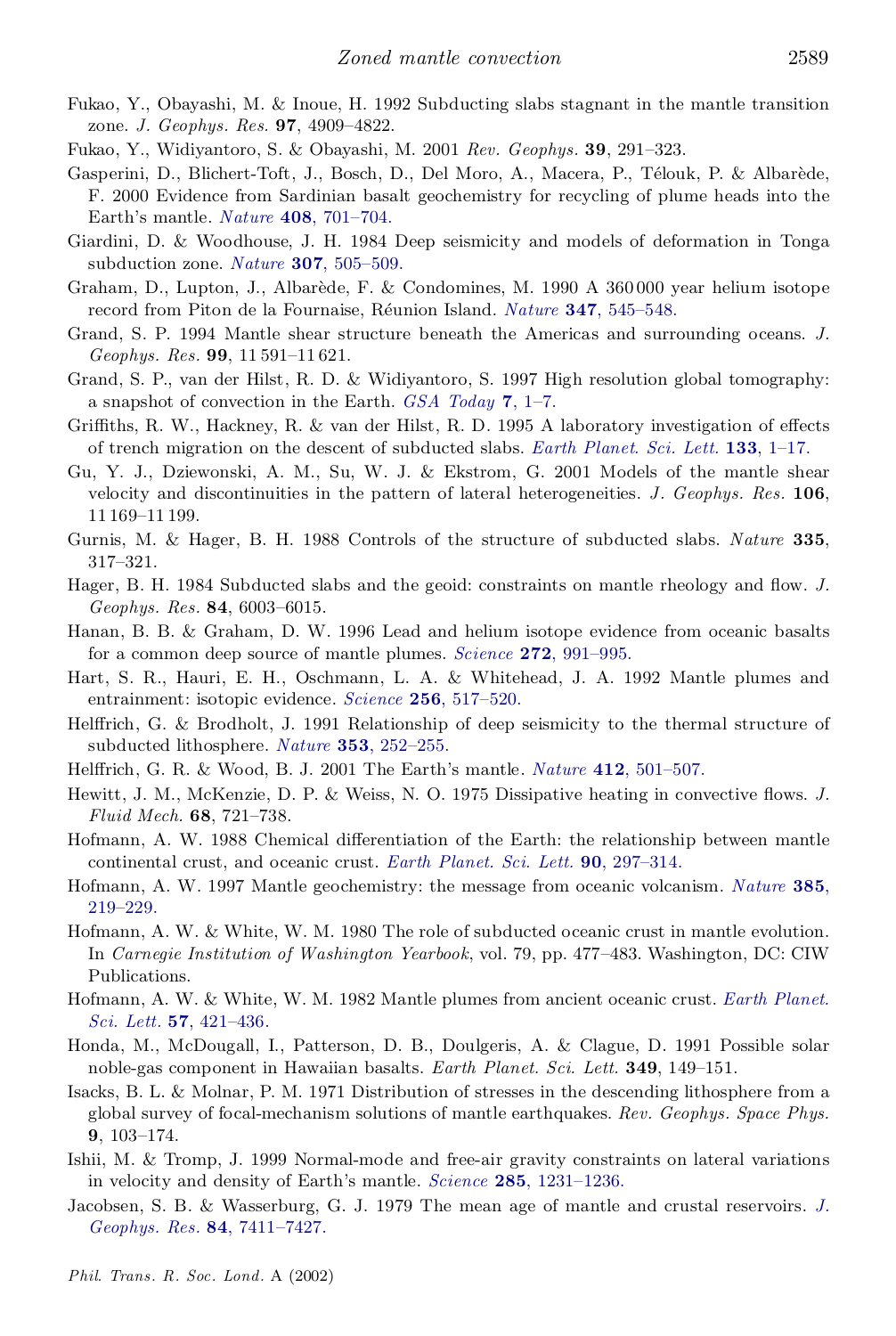Fukao, Y., Obayashi, M. & Inoue, H. 1992 Subducting slabs stagnant in the mantle transition zone. *J. Geophys. Res.* **97**, 4909–4822.

Fukao, Y., Widiyantoro, S. & Obayashi, M. 2001 *Rev. Geophys.* **39**, 291–323.

Gasperini, D., Blichert-Toft, J., Bosch, D., Del Moro, A., Macera, P., Télouk, P. & Albarède, F. 2000 Evidence from Sardinian basalt geochemistry for recycling of plume heads into the Earth's mantle. *Nature* **408**, 701–704.

Giardini, D. & Woodhouse, J. H. 1984 Deep seismicity and models of deformation in Tonga subduction zone. *Nature* **307**, 505–509.

Graham, D., Lupton, J., Albarède, F. & Condomines, M. 1990 A 360 000 year helium isotope record from Piton de la Fournaise, Réunion Island. *Nature* **347**, 545–548.

Grand, S. P. 1994 Mantle shear structure beneath the Americas and surrounding oceans. *J. Geophys. Res.* **99**, 11 591–11 621.

Grand, S. P., van der Hilst, R. D. & Widiyantoro, S. 1997 High resolution global tomography: a snapshot of convection in the Earth. *GSA Today* **7**, 1–7.

Griffiths, R. W., Hackney, R. & van der Hilst, R. D. 1995 A laboratory investigation of effects of trench migration on the descent of subducted slabs. *Earth Planet. Sci. Lett.* **133**, 1–17.

Gu, Y. J., Dziewonski, A. M., Su, W. J. & Ekstrom, G. 2001 Models of the mantle shear velocity and discontinuities in the pattern of lateral heterogeneities. *J. Geophys. Res.* **106**, 11 169–11 199.

Gurnis, M. & Hager, B. H. 1988 Controls of the structure of subducted slabs. *Nature* **335**, 317–321.

Hager, B. H. 1984 Subducted slabs and the geoid: constraints on mantle rheology and flow. *J. Geophys. Res.* **84**, 6003–6015.

Hanan, B. B. & Graham, D. W. 1996 Lead and helium isotope evidence from oceanic basalts for a common deep source of mantle plumes. *Science* **272**, 991–995.

Hart, S. R., Hauri, E. H., Oschmann, L. A. & Whitehead, J. A. 1992 Mantle plumes and entrainment: isotopic evidence. *Science* **256**, 517–520.

Helffrich, G. & Brodholt, J. 1991 Relationship of deep seismicity to the thermal structure of subducted lithosphere. *Nature* **353**, 252–255.

Helffrich, G. R. & Wood, B. J. 2001 The Earth's mantle. *Nature* **412**, 501–507.

Hewitt, J. M., McKenzie, D. P. & Weiss, N. O. 1975 Dissipative heating in convective flows. *J. Fluid Mech.* **68**, 721–738.

Hofmann, A. W. 1988 Chemical differentiation of the Earth: the relationship between mantle continental crust, and oceanic crust. *Earth Planet. Sci. Lett.* **90**, 297–314.

Hofmann, A. W. 1997 Mantle geochemistry: the message from oceanic volcanism. *Nature* **385**, 219–229.

Hofmann, A. W. & White, W. M. 1980 The role of subducted oceanic crust in mantle evolution. In *Carnegie Institution of Washington Yearbook*, vol. 79, pp. 477–483. Washington, DC: CIW Publications.

Hofmann, A. W. & White, W. M. 1982 Mantle plumes from ancient oceanic crust. *Earth Planet. Sci. Lett.* **57**, 421–436.

Honda, M., McDougall, I., Patterson, D. B., Doulgeris, A. & Clague, D. 1991 Possible solar noble-gas component in Hawaiian basalts. *Earth Planet. Sci. Lett.* **349**, 149–151.

Isacks, B. L. & Molnar, P. M. 1971 Distribution of stresses in the descending lithosphere from a global survey of focal-mechanism solutions of mantle earthquakes. *Rev. Geophys. Space Phys.* **9**, 103–174.

Ishii, M. & Tromp, J. 1999 Normal-mode and free-air gravity constraints on lateral variations in velocity and density of Earth's mantle. *Science* **285**, 1231–1236.

Jacobsen, S. B. & Wasserburg, G. J. 1979 The mean age of mantle and crustal reservoirs. *J. Geophys. Res.* **84**, 7411–7427.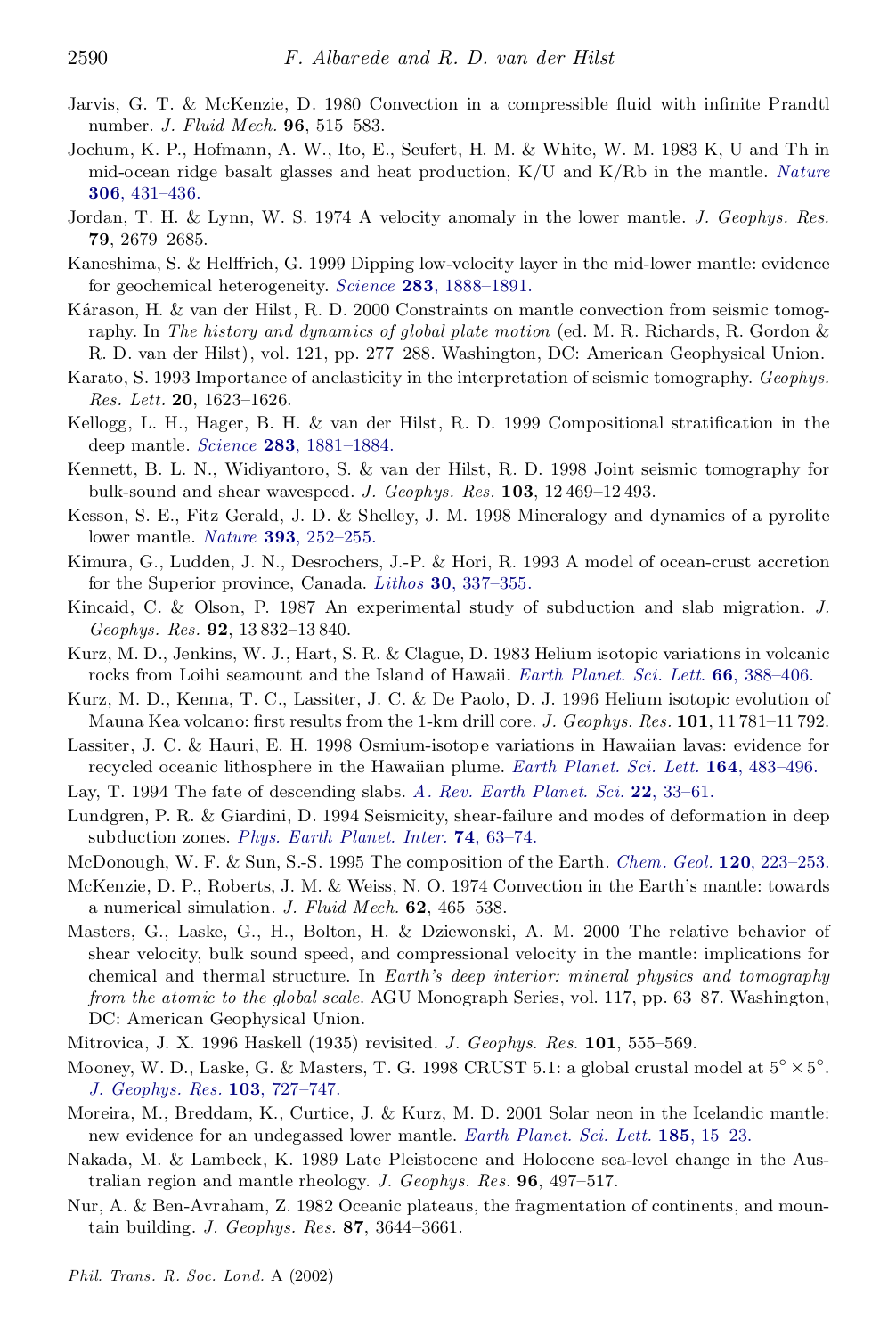Jarvis, G. T. & McKenzie, D. 1980 Convection in a compressible fluid with infinite Prandtl number. *J. Fluid Mech.* **96**, 515–583.

Jochum, K. P., Hofmann, A. W., Ito, E., Seufert, H. M. & White, W. M. 1983 K, U and Th in mid-ocean ridge basalt glasses and heat production, K/U and K/Rb in the mantle. *Nature* **306**, 431–436.

Jordan, T. H. & Lynn, W. S. 1974 A velocity anomaly in the lower mantle. *J. Geophys. Res.* **79**, 2679–2685.

Kaneshima, S. & Helffrich, G. 1999 Dipping low-velocity layer in the mid-lower mantle: evidence for geochemical heterogeneity. *Science* **283**, 1888–1891.

Kárason, H. & van der Hilst, R. D. 2000 Constraints on mantle convection from seismic tomography. In *The history and dynamics of global plate motion* (ed. M. R. Richards, R. Gordon & R. D. van der Hilst), vol. 121, pp. 277–288. Washington, DC: American Geophysical Union.

Karato, S. 1993 Importance of anelasticity in the interpretation of seismic tomography. *Geophys. Res. Lett.* **20**, 1623–1626.

Kellogg, L. H., Hager, B. H. & van der Hilst, R. D. 1999 Compositional stratification in the deep mantle. *Science* **283**, 1881–1884.

Kennett, B. L. N., Widiyantoro, S. & van der Hilst, R. D. 1998 Joint seismic tomography for bulk-sound and shear wavespeed. *J. Geophys. Res.* **103**, 12 469–12 493.

Kesson, S. E., Fitz Gerald, J. D. & Shelley, J. M. 1998 Mineralogy and dynamics of a pyrolite lower mantle. *Nature* **393**, 252–255.

Kimura, G., Ludden, J. N., Desrochers, J.-P. & Hori, R. 1993 A model of ocean-crust accretion for the Superior province, Canada. *Lithos* **30**, 337–355.

Kincaid, C. & Olson, P. 1987 An experimental study of subduction and slab migration. *J. Geophys. Res.* **92**, 13 832–13 840.

Kurz, M. D., Jenkins, W. J., Hart, S. R. & Clague, D. 1983 Helium isotopic variations in volcanic rocks from Loihi seamount and the Island of Hawaii. *Earth Planet. Sci. Lett.* **66**, 388–406.

Kurz, M. D., Kenna, T. C., Lassiter, J. C. & De Paolo, D. J. 1996 Helium isotopic evolution of Mauna Kea volcano: first results from the 1-km drill core. *J. Geophys. Res.* **101**, 11 781–11 792.

Lassiter, J. C. & Hauri, E. H. 1998 Osmium-isotope variations in Hawaiian lavas: evidence for recycled oceanic lithosphere in the Hawaiian plume. *Earth Planet. Sci. Lett.* **164**, 483–496.

Lay, T. 1994 The fate of descending slabs. *A. Rev. Earth Planet. Sci.* **22**, 33–61.

Lundgren, P. R. & Giardini, D. 1994 Seismicity, shear-failure and modes of deformation in deep subduction zones. *Phys. Earth Planet. Inter.* **74**, 63–74.

McDonough, W. F. & Sun, S.-S. 1995 The composition of the Earth. *Chem. Geol.* **120**, 223–253.

McKenzie, D. P., Roberts, J. M. & Weiss, N. O. 1974 Convection in the Earth's mantle: towards a numerical simulation. *J. Fluid Mech.* **62**, 465–538.

Masters, G., Laske, G., H., Bolton, H. & Dziewonski, A. M. 2000 The relative behavior of shear velocity, bulk sound speed, and compressional velocity in the mantle: implications for chemical and thermal structure. In *Earth's deep interior: mineral physics and tomography from the atomic to the global scale*. AGU Monograph Series, vol. 117, pp. 63–87. Washington, DC: American Geophysical Union.

Mitrovica, J. X. 1996 Haskell (1935) revisited. *J. Geophys. Res.* **101**, 555–569.

Mooney, W. D., Laske, G. & Masters, T. G. 1998 CRUST 5.1: a global crustal model at $5^\circ \times 5^\circ$. *J. Geophys. Res.* **103**, 727–747.

Moreira, M., Breddam, K., Curtice, J. & Kurz, M. D. 2001 Solar neon in the Icelandic mantle: new evidence for an undegassed lower mantle. *Earth Planet. Sci. Lett.* **185**, 15–23.

Nakada, M. & Lambeck, K. 1989 Late Pleistocene and Holocene sea-level change in the Australian region and mantle rheology. *J. Geophys. Res.* **96**, 497–517.

Nur, A. & Ben-Avraham, Z. 1982 Oceanic plateaus, the fragmentation of continents, and mountain building. *J. Geophys. Res.* **87**, 3644–3661.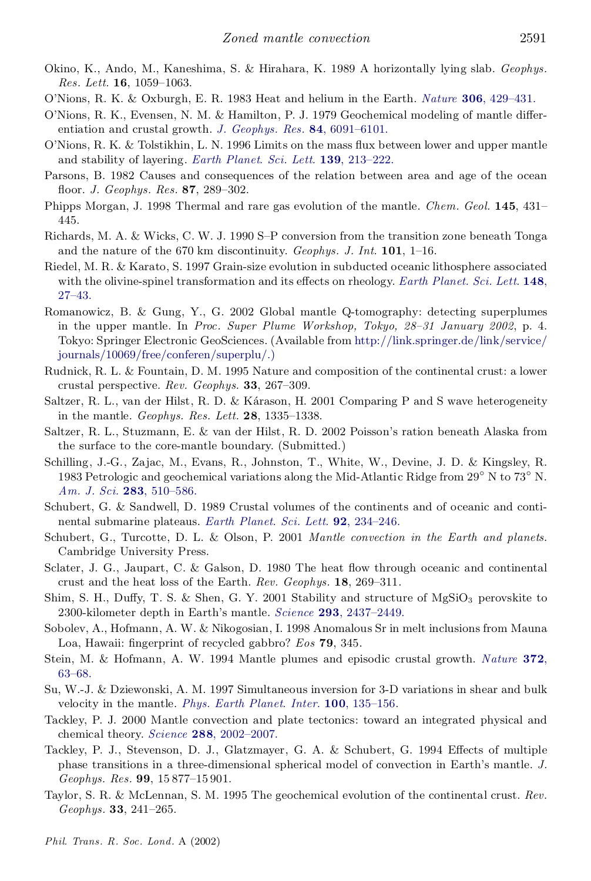Okino, K., Ando, M., Kaneshima, S. & Hirahara, K. 1989 A horizontally lying slab. *Geophys. Res. Lett.* **16**, 1059–1063.

O'Nions, R. K. & Oxburgh, E. R. 1983 Heat and helium in the Earth. *Nature* **306**, 429–431.

O'Nions, R. K., Evensen, N. M. & Hamilton, P. J. 1979 Geochemical modeling of mantle differentiation and crustal growth. *J. Geophys. Res.* **84**, 6091–6101.

O'Nions, R. K. & Tolstikhin, L. N. 1996 Limits on the mass flux between lower and upper mantle and stability of layering. *Earth Planet. Sci. Lett.* **139**, 213–222.

Parsons, B. 1982 Causes and consequences of the relation between area and age of the ocean floor. *J. Geophys. Res.* **87**, 289–302.

Phipps Morgan, J. 1998 Thermal and rare gas evolution of the mantle. *Chem. Geol.* **145**, 431–445.

Richards, M. A. & Wicks, C. W. J. 1990 S–P conversion from the transition zone beneath Tonga and the nature of the 670 km discontinuity. *Geophys. J. Int.* **101**, 1–16.

Riedel, M. R. & Karato, S. 1997 Grain-size evolution in subducted oceanic lithosphere associated with the olivine-spinel transformation and its effects on rheology. *Earth Planet. Sci. Lett.* **148**, 27–43.

Romanowicz, B. & Gung, Y., G. 2002 Global mantle Q-tomography: detecting superplumes in the upper mantle. In *Proc. Super Plume Workshop, Tokyo, 28–31 January 2002*, p. 4. Tokyo: Springer Electronic GeoSciences. (Available from http://link.springer.de/link/service/journals/10069/free/conferen/superplu/.)

Rudnick, R. L. & Fountain, D. M. 1995 Nature and composition of the continental crust: a lower crustal perspective. *Rev. Geophys.* **33**, 267–309.

Saltzer, R. L., van der Hilst, R. D. & Kárason, H. 2001 Comparing P and S wave heterogeneity in the mantle. *Geophys. Res. Lett.* **28**, 1335–1338.

Saltzer, R. L., Stuzmann, E. & van der Hilst, R. D. 2002 Poisson's ration beneath Alaska from the surface to the core-mantle boundary. (Submitted.)

Schilling, J.-G., Zajac, M., Evans, R., Johnston, T., White, W., Devine, J. D. & Kingsley, R. 1983 Petrologic and geochemical variations along the Mid-Atlantic Ridge from 29° N to 73° N. *Am. J. Sci.* **283**, 510–586.

Schubert, G. & Sandwell, D. 1989 Crustal volumes of the continents and of oceanic and continental submarine plateaus. *Earth Planet. Sci. Lett.* **92**, 234–246.

Schubert, G., Turcotte, D. L. & Olson, P. 2001 *Mantle convection in the Earth and planets*. Cambridge University Press.

Sclater, J. G., Jaupart, C. & Galson, D. 1980 The heat flow through oceanic and continental crust and the heat loss of the Earth. *Rev. Geophys.* **18**, 269–311.

Shim, S. H., Duffy, T. S. & Shen, G. Y. 2001 Stability and structure of $MgSiO_3$ perovskite to 2300-kilometer depth in Earth's mantle. *Science* **293**, 2437–2449.

Sobolev, A., Hofmann, A. W. & Nikogosian, I. 1998 Anomalous Sr in melt inclusions from Mauna Loa, Hawaii: fingerprint of recycled gabbro? *Eos* **79**, 345.

Stein, M. & Hofmann, A. W. 1994 Mantle plumes and episodic crustal growth. *Nature* **372**, 63–68.

Su, W.-J. & Dziewonski, A. M. 1997 Simultaneous inversion for 3-D variations in shear and bulk velocity in the mantle. *Phys. Earth Planet. Inter.* **100**, 135–156.

Tackley, P. J. 2000 Mantle convection and plate tectonics: toward an integrated physical and chemical theory. *Science* **288**, 2002–2007.

Tackley, P. J., Stevenson, D. J., Glatzmayer, G. A. & Schubert, G. 1994 Effects of multiple phase transitions in a three-dimensional spherical model of convection in Earth's mantle. *J. Geophys. Res.* **99**, 15 877–15 901.

Taylor, S. R. & McLennan, S. M. 1995 The geochemical evolution of the continental crust. *Rev. Geophys.* **33**, 241–265.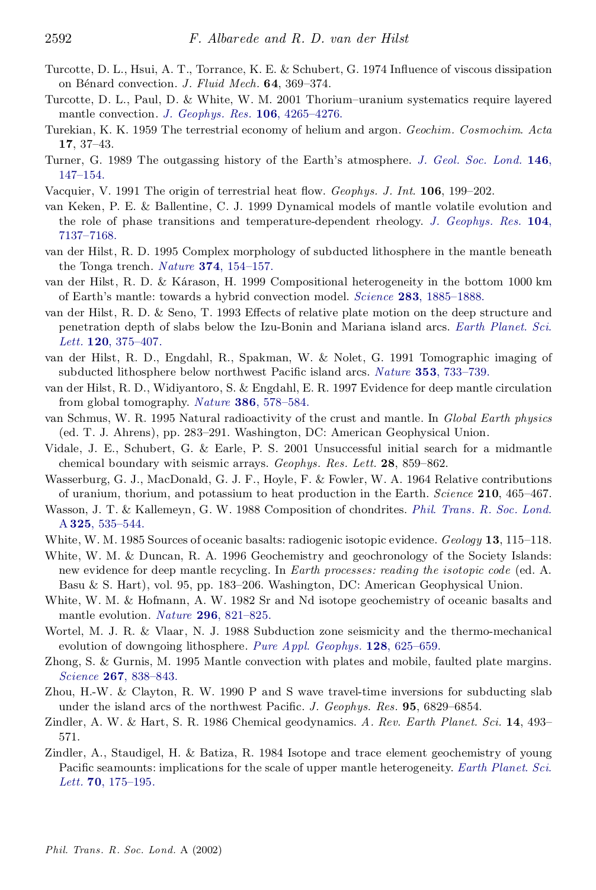Turcotte, D. L., Hsui, A. T., Torrance, K. E. & Schubert, G. 1974 Influence of viscous dissipation on Bénard convection. *J. Fluid Mech.* **64**, 369–374.

Turcotte, D. L., Paul, D. & White, W. M. 2001 Thorium–uranium systematics require layered mantle convection. *J. Geophys. Res.* **106**, 4265–4276.

Turekian, K. K. 1959 The terrestrial economy of helium and argon. *Geochim. Cosmochim. Acta* **17**, 37–43.

Turner, G. 1989 The outgassing history of the Earth's atmosphere. *J. Geol. Soc. Lond.* **146**, 147–154.

Vacquier, V. 1991 The origin of terrestrial heat flow. *Geophys. J. Int.* **106**, 199–202.

van Keken, P. E. & Ballentine, C. J. 1999 Dynamical models of mantle volatile evolution and the role of phase transitions and temperature-dependent rheology. *J. Geophys. Res.* **104**, 7137–7168.

van der Hilst, R. D. 1995 Complex morphology of subducted lithosphere in the mantle beneath the Tonga trench. *Nature* **374**, 154–157.

van der Hilst, R. D. & Kárason, H. 1999 Compositional heterogeneity in the bottom 1000 km of Earth's mantle: towards a hybrid convection model. *Science* **283**, 1885–1888.

van der Hilst, R. D. & Seno, T. 1993 Effects of relative plate motion on the deep structure and penetration depth of slabs below the Izu-Bonin and Mariana island arcs. *Earth Planet. Sci. Lett.* **120**, 375–407.

van der Hilst, R. D., Engdahl, R., Spakman, W. & Nolet, G. 1991 Tomographic imaging of subducted lithosphere below northwest Pacific island arcs. *Nature* **353**, 733–739.

van der Hilst, R. D., Widiyantoro, S. & Engdahl, E. R. 1997 Evidence for deep mantle circulation from global tomography. *Nature* **386**, 578–584.

van Schmus, W. R. 1995 Natural radioactivity of the crust and mantle. In *Global Earth physics* (ed. T. J. Ahrens), pp. 283–291. Washington, DC: American Geophysical Union.

Vidale, J. E., Schubert, G. & Earle, P. S. 2001 Unsuccessful initial search for a midmantle chemical boundary with seismic arrays. *Geophys. Res. Lett.* **28**, 859–862.

Wasserburg, G. J., MacDonald, G. J. F., Hoyle, F. & Fowler, W. A. 1964 Relative contributions of uranium, thorium, and potassium to heat production in the Earth. *Science* **210**, 465–467.

Wasson, J. T. & Kallemeyn, G. W. 1988 Composition of chondrites. *Phil. Trans. R. Soc. Lond.* A **325**, 535–544.

White, W. M. 1985 Sources of oceanic basalts: radiogenic isotopic evidence. *Geology* **13**, 115–118.

White, W. M. & Duncan, R. A. 1996 Geochemistry and geochronology of the Society Islands: new evidence for deep mantle recycling. In *Earth processes: reading the isotopic code* (ed. A. Basu & S. Hart), vol. 95, pp. 183–206. Washington, DC: American Geophysical Union.

White, W. M. & Hofmann, A. W. 1982 Sr and Nd isotope geochemistry of oceanic basalts and mantle evolution. *Nature* **296**, 821–825.

Wortel, M. J. R. & Vlaar, N. J. 1988 Subduction zone seismicity and the thermo-mechanical evolution of downgoing lithosphere. *Pure Appl. Geophys.* **128**, 625–659.

Zhong, S. & Gurnis, M. 1995 Mantle convection with plates and mobile, faulted plate margins. *Science* **267**, 838–843.

Zhou, H.-W. & Clayton, R. W. 1990 P and S wave travel-time inversions for subducting slab under the island arcs of the northwest Pacific. *J. Geophys. Res.* **95**, 6829–6854.

Zindler, A. W. & Hart, S. R. 1986 Chemical geodynamics. *A. Rev. Earth Planet. Sci.* **14**, 493–571.

Zindler, A., Staudigel, H. & Batiza, R. 1984 Isotope and trace element geochemistry of young Pacific seamounts: implications for the scale of upper mantle heterogeneity. *Earth Planet. Sci. Lett.* **70**, 175–195.